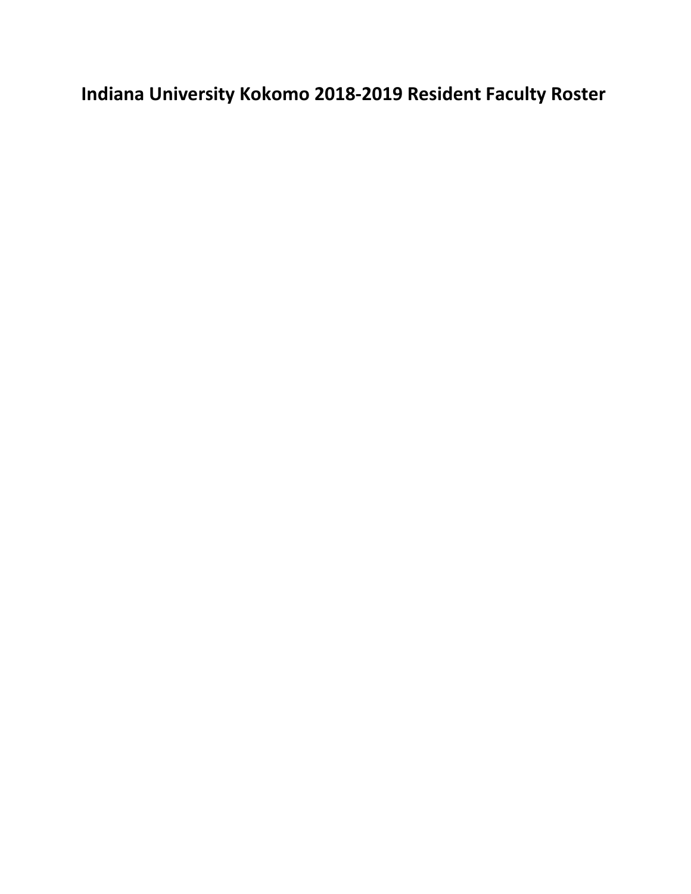# Indiana University Kokomo 2018-2019 Resident Faculty Roster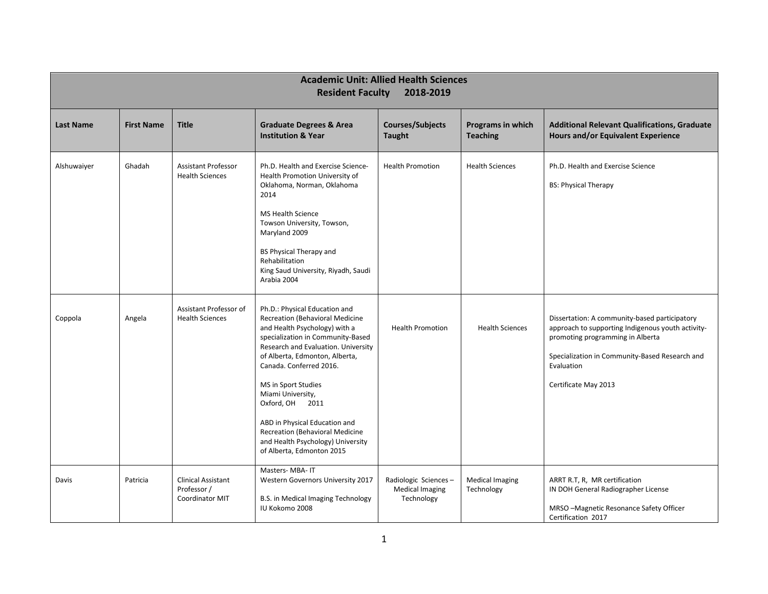| Academic Unit: Allied Health Sciences<br>Resident Faculty 2018-2019 | | | | | | |
|---|---|---|---|---|---|---|
| **Last Name** | **First Name** | **Title** | **Graduate Degrees & Area Institution & Year** | **Courses/Subjects Taught** | **Programs in which Teaching** | **Additional Relevant Qualifications, Graduate Hours and/or Equivalent Experience** |
| Alshuwaiyer | Ghadah | Assistant Professor Health Sciences | Ph.D. Health and Exercise Science- Health Promotion University of Oklahoma, Norman, Oklahoma 2014<br><br>MS Health Science<br>Towson University, Towson, Maryland 2009<br><br>BS Physical Therapy and Rehabilitation<br>King Saud University, Riyadh, Saudi Arabia 2004 | Health Promotion | Health Sciences | Ph.D. Health and Exercise Science<br><br>BS: Physical Therapy |
| Coppola | Angela | Assistant Professor of Health Sciences | Ph.D.: Physical Education and Recreation (Behavioral Medicine and Health Psychology) with a specialization in Community-Based Research and Evaluation. University of Alberta, Edmonton, Alberta, Canada. Conferred 2016.<br><br>MS in Sport Studies<br>Miami University,<br>Oxford, OH 2011<br><br>ABD in Physical Education and Recreation (Behavioral Medicine and Health Psychology) University of Alberta, Edmonton 2015 | Health Promotion | Health Sciences | Dissertation: A community-based participatory approach to supporting Indigenous youth activity-promoting programming in Alberta<br><br>Specialization in Community-Based Research and Evaluation<br><br>Certificate May 2013 |
| Davis | Patricia | Clinical Assistant Professor / Coordinator MIT | Masters- MBA- IT<br>Western Governors University 2017<br><br>B.S. in Medical Imaging Technology<br>IU Kokomo 2008 | Radiologic Sciences – Medical Imaging Technology | Medical Imaging Technology | ARRT R.T, R, MR certification<br>IN DOH General Radiographer License<br><br>MRSO –Magnetic Resonance Safety Officer Certification 2017 |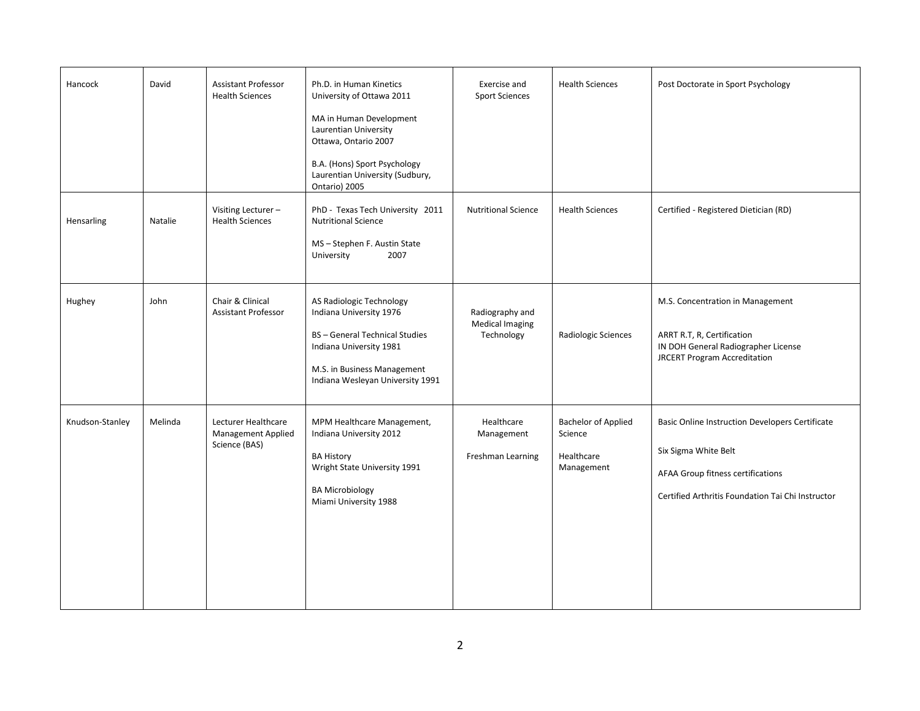| | | | | | | |
|---|---|---|---|---|---|---|
| Hancock | David | Assistant Professor Health Sciences | Ph.D. in Human Kinetics University of Ottawa 2011<br><br>MA in Human Development Laurentian University Ottawa, Ontario 2007<br><br>B.A. (Hons) Sport Psychology Laurentian University (Sudbury, Ontario) 2005 | Exercise and Sport Sciences | Health Sciences | Post Doctorate in Sport Psychology |
| Hensarling | Natalie | Visiting Lecturer – Health Sciences | PhD - Texas Tech University 2011 Nutritional Science<br><br>MS – Stephen F. Austin State University 2007 | Nutritional Science | Health Sciences | Certified - Registered Dietician (RD) |
| Hughey | John | Chair & Clinical Assistant Professor | AS Radiologic Technology Indiana University 1976<br><br>BS – General Technical Studies Indiana University 1981<br><br>M.S. in Business Management Indiana Wesleyan University 1991 | Radiography and Medical Imaging Technology | Radiologic Sciences | M.S. Concentration in Management<br><br>ARRT R.T, R, Certification<br>IN DOH General Radiographer License<br>JRCERT Program Accreditation |
| Knudson-Stanley | Melinda | Lecturer Healthcare Management Applied Science (BAS) | MPM Healthcare Management, Indiana University 2012<br><br>BA History Wright State University 1991<br><br>BA Microbiology Miami University 1988 | Healthcare Management<br><br>Freshman Learning | Bachelor of Applied Science<br><br>Healthcare Management | Basic Online Instruction Developers Certificate<br><br>Six Sigma White Belt<br><br>AFAA Group fitness certifications<br><br>Certified Arthritis Foundation Tai Chi Instructor |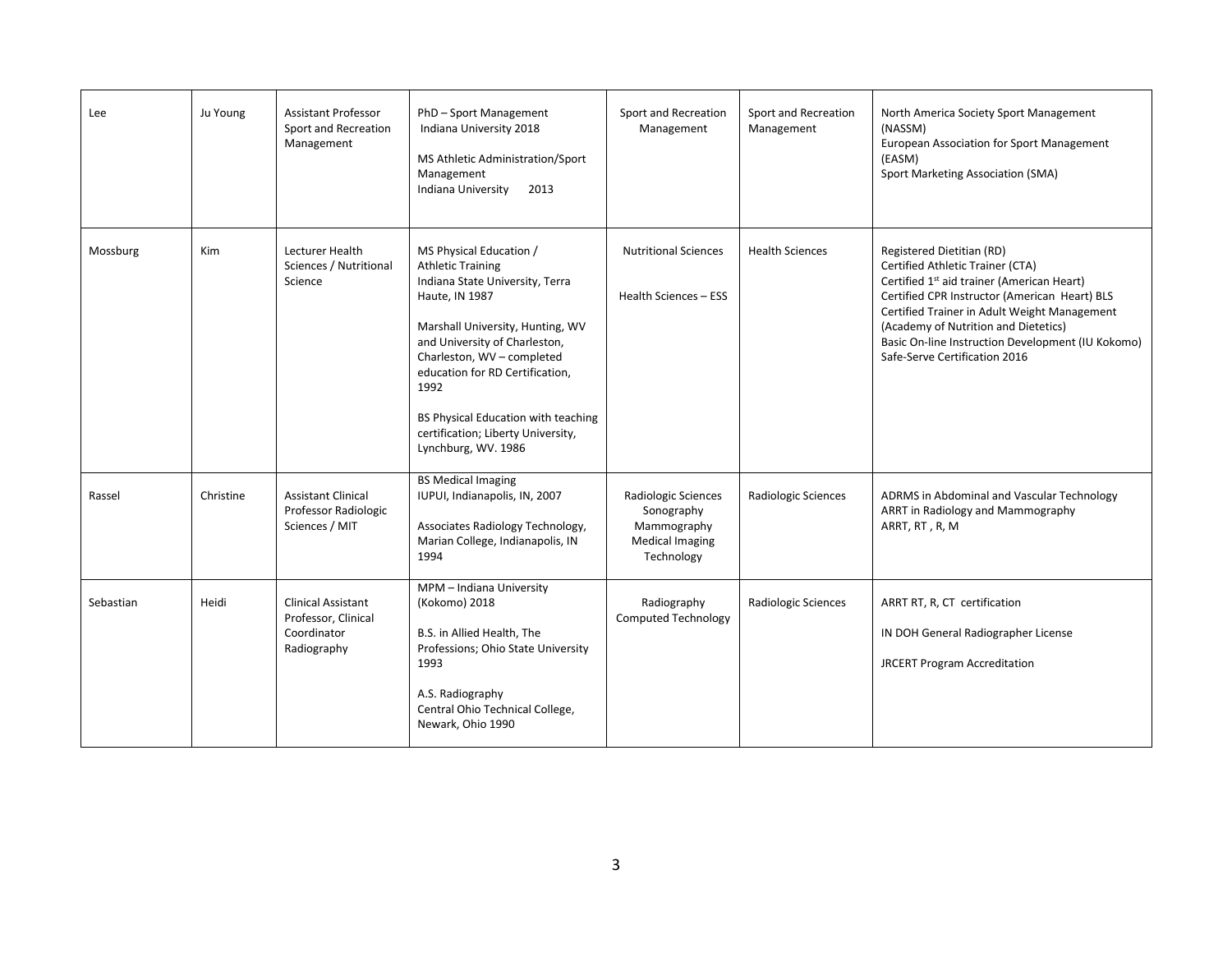| Lee | Ju Young | Assistant Professor Sport and Recreation Management | PhD – Sport Management Indiana University 2018<br><br>MS Athletic Administration/Sport Management Indiana University 2013 | Sport and Recreation Management | Sport and Recreation Management | North America Society Sport Management (NASSM)<br>European Association for Sport Management (EASM)<br>Sport Marketing Association (SMA) |
|---|---|---|---|---|---|---|
| Mossburg | Kim | Lecturer Health Sciences / Nutritional Science | MS Physical Education / Athletic Training Indiana State University, Terra Haute, IN 1987<br><br>Marshall University, Hunting, WV and University of Charleston, Charleston, WV – completed education for RD Certification, 1992<br><br>BS Physical Education with teaching certification; Liberty University, Lynchburg, WV. 1986 | Nutritional Sciences<br><br>Health Sciences – ESS | Health Sciences | Registered Dietitian (RD)<br>Certified Athletic Trainer (CTA)<br>Certified 1st aid trainer (American Heart)<br>Certified CPR Instructor (American Heart) BLS<br>Certified Trainer in Adult Weight Management (Academy of Nutrition and Dietetics)<br>Basic On-line Instruction Development (IU Kokomo)<br>Safe-Serve Certification 2016 |
| Rassel | Christine | Assistant Clinical Professor Radiologic Sciences / MIT | BS Medical Imaging IUPUI, Indianapolis, IN, 2007<br><br>Associates Radiology Technology, Marian College, Indianapolis, IN 1994 | Radiologic Sciences Sonography Mammography Medical Imaging Technology | Radiologic Sciences | ADRMS in Abdominal and Vascular Technology<br>ARRT in Radiology and Mammography<br>ARRT, RT , R, M |
| Sebastian | Heidi | Clinical Assistant Professor, Clinical Coordinator Radiography | MPM – Indiana University (Kokomo) 2018<br><br>B.S. in Allied Health, The Professions; Ohio State University 1993<br><br>A.S. Radiography Central Ohio Technical College, Newark, Ohio 1990 | Radiography Computed Technology | Radiologic Sciences | ARRT RT, R, CT certification<br><br>IN DOH General Radiographer License<br><br>JRCERT Program Accreditation |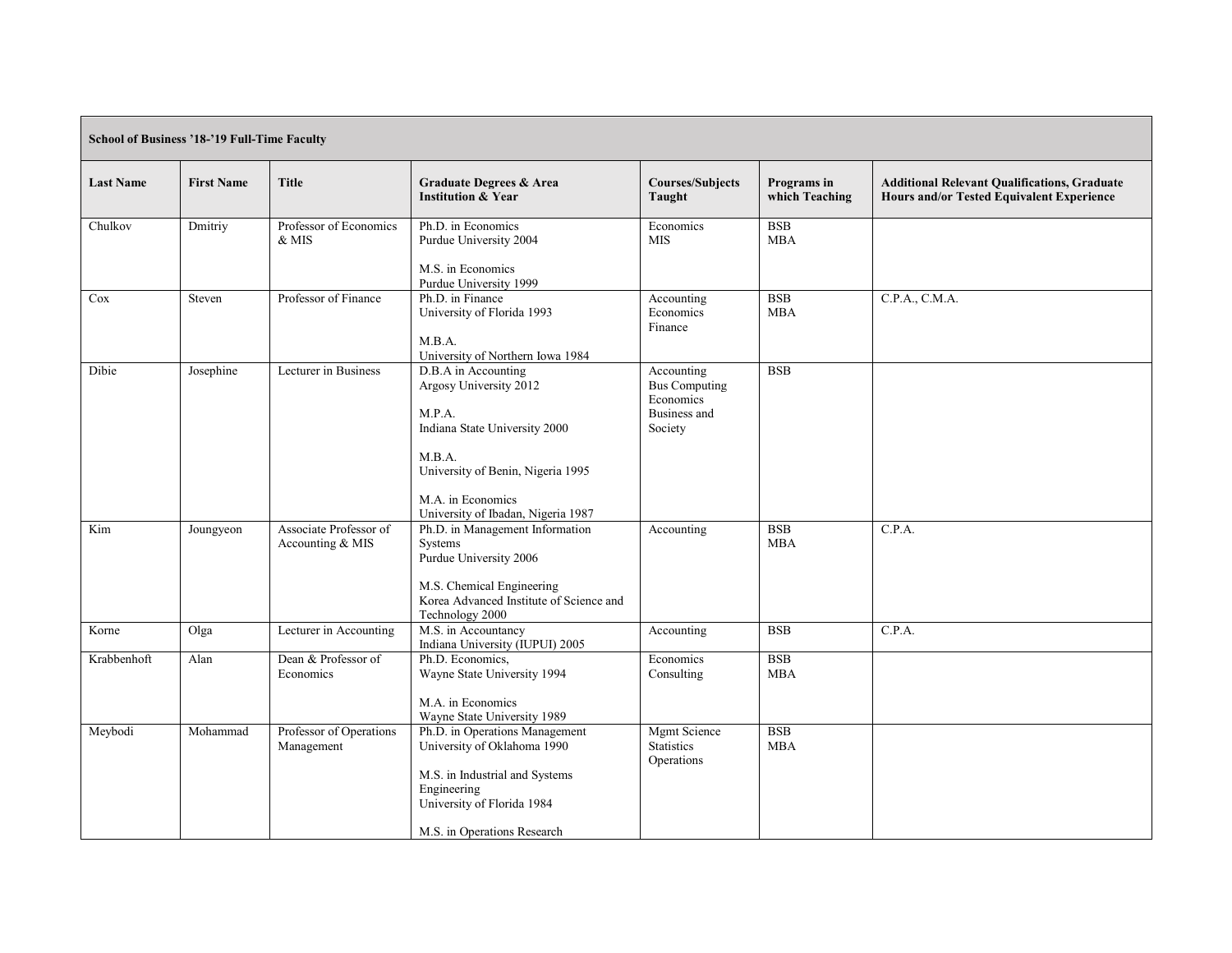| **School of Business '18-'19 Full-Time Faculty** | | | | | | |
|---|---|---|---|---|---|---|
| **Last Name** | **First Name** | **Title** | **Graduate Degrees & Area Institution & Year** | **Courses/Subjects Taught** | **Programs in which Teaching** | **Additional Relevant Qualifications, Graduate Hours and/or Tested Equivalent Experience** |
| Chulkov | Dmitriy | Professor of Economics & MIS | Ph.D. in Economics<br>Purdue University 2004<br><br>M.S. in Economics<br>Purdue University 1999 | Economics<br>MIS | BSB<br>MBA | |
| Cox | Steven | Professor of Finance | Ph.D. in Finance<br>University of Florida 1993<br><br>M.B.A.<br>University of Northern Iowa 1984 | Accounting<br>Economics<br>Finance | BSB<br>MBA | C.P.A., C.M.A. |
| Dibie | Josephine | Lecturer in Business | D.B.A in Accounting<br>Argosy University 2012<br><br>M.P.A.<br>Indiana State University 2000<br><br>M.B.A.<br>University of Benin, Nigeria 1995<br><br>M.A. in Economics<br>University of Ibadan, Nigeria 1987 | Accounting<br>Bus Computing<br>Economics<br>Business and Society | BSB | |
| Kim | Joungyeon | Associate Professor of Accounting & MIS | Ph.D. in Management Information Systems<br>Purdue University 2006<br><br>M.S. Chemical Engineering<br>Korea Advanced Institute of Science and Technology 2000 | Accounting | BSB<br>MBA | C.P.A. |
| Korne | Olga | Lecturer in Accounting | M.S. in Accountancy<br>Indiana University (IUPUI) 2005 | Accounting | BSB | C.P.A. |
| Krabbenhoft | Alan | Dean & Professor of Economics | Ph.D. Economics,<br>Wayne State University 1994<br><br>M.A. in Economics<br>Wayne State University 1989 | Economics<br>Consulting | BSB<br>MBA | |
| Meybodi | Mohammad | Professor of Operations Management | Ph.D. in Operations Management<br>University of Oklahoma 1990<br><br>M.S. in Industrial and Systems Engineering<br>University of Florida 1984<br><br>M.S. in Operations Research | Mgmt Science<br>Statistics<br>Operations | BSB<br>MBA | |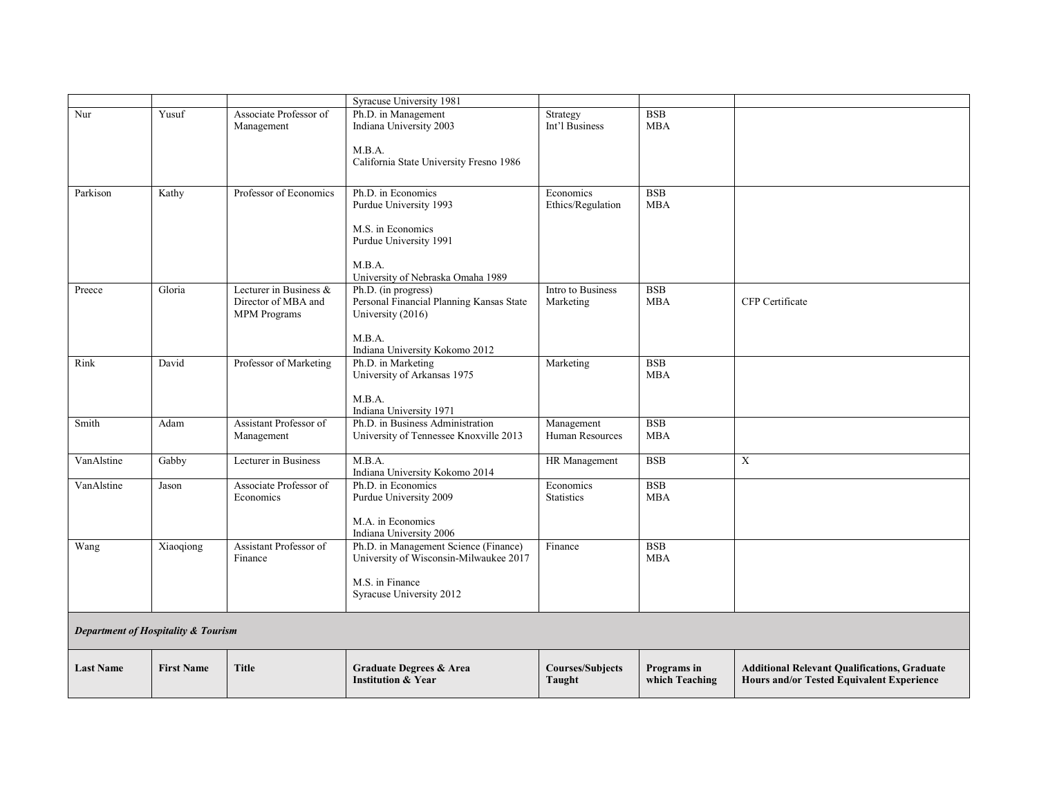| | | | Syracuse University 1981 | | | |
|---|---|---|---|---|---|---|
| Nur | Yusuf | Associate Professor of Management | Ph.D. in Management<br>Indiana University 2003<br><br>M.B.A.<br>California State University Fresno 1986 | Strategy<br>Int'l Business | BSB<br>MBA | |
| Parkison | Kathy | Professor of Economics | Ph.D. in Economics<br>Purdue University 1993<br><br>M.S. in Economics<br>Purdue University 1991<br><br>M.B.A.<br>University of Nebraska Omaha 1989 | Economics<br>Ethics/Regulation | BSB<br>MBA | |
| Preece | Gloria | Lecturer in Business & Director of MBA and MPM Programs | Ph.D. (in progress)<br>Personal Financial Planning Kansas State University (2016)<br><br>M.B.A.<br>Indiana University Kokomo 2012 | Intro to Business<br>Marketing | BSB<br>MBA | CFP Certificate |
| Rink | David | Professor of Marketing | Ph.D. in Marketing<br>University of Arkansas 1975<br><br>M.B.A.<br>Indiana University 1971 | Marketing | BSB<br>MBA | |
| Smith | Adam | Assistant Professor of Management | Ph.D. in Business Administration<br>University of Tennessee Knoxville 2013 | Management<br>Human Resources | BSB<br>MBA | |
| VanAlstine | Gabby | Lecturer in Business | M.B.A.<br>Indiana University Kokomo 2014 | HR Management | BSB | X |
| VanAlstine | Jason | Associate Professor of Economics | Ph.D. in Economics<br>Purdue University 2009<br><br>M.A. in Economics<br>Indiana University 2006 | Economics<br>Statistics | BSB<br>MBA | |
| Wang | Xiaoqiong | Assistant Professor of Finance | Ph.D. in Management Science (Finance)<br>University of Wisconsin-Milwaukee 2017<br><br>M.S. in Finance<br>Syracuse University 2012 | Finance | BSB<br>MBA | |

***Department of Hospitality & Tourism***

| **Last Name** | **First Name** | **Title** | **Graduate Degrees & Area Institution & Year** | **Courses/Subjects Taught** | **Programs in which Teaching** | **Additional Relevant Qualifications, Graduate Hours and/or Tested Equivalent Experience** |
|---|---|---|---|---|---|---|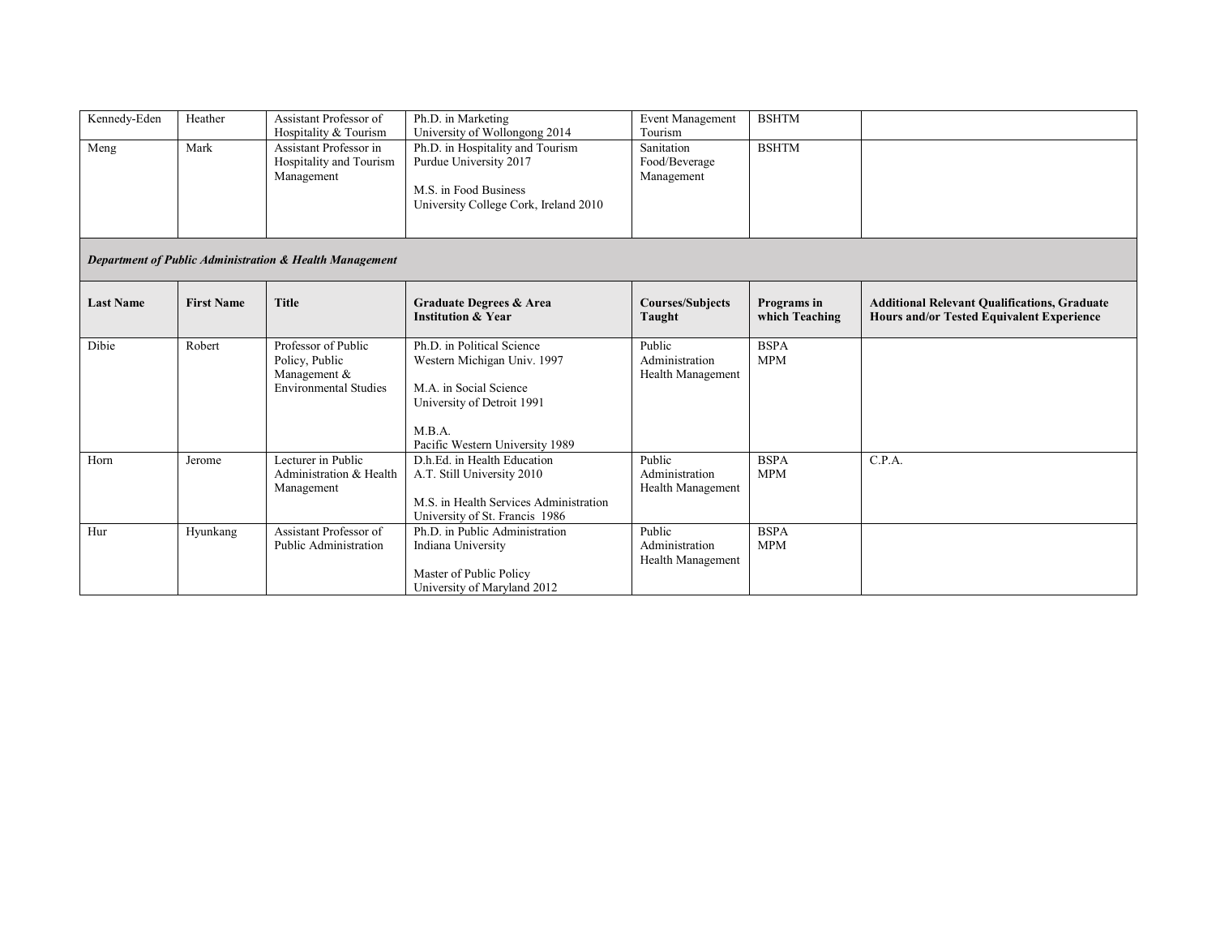| | | | | | | |
|---|---|---|---|---|---|---|
| Kennedy-Eden | Heather | Assistant Professor of Hospitality & Tourism | Ph.D. in Marketing<br>University of Wollongong 2014 | Event Management<br>Tourism | BSHTM | |
| Meng | Mark | Assistant Professor in Hospitality and Tourism Management | Ph.D. in Hospitality and Tourism<br>Purdue University 2017<br><br>M.S. in Food Business<br>University College Cork, Ireland 2010 | Sanitation<br>Food/Beverage Management | BSHTM | |

***Department of Public Administration & Health Management***

| Last Name | First Name | Title | Graduate Degrees & Area<br>Institution & Year | Courses/Subjects Taught | Programs in which Teaching | Additional Relevant Qualifications, Graduate Hours and/or Tested Equivalent Experience |
|---|---|---|---|---|---|---|
| Dibie | Robert | Professor of Public Policy, Public Management & Environmental Studies | Ph.D. in Political Science<br>Western Michigan Univ. 1997<br><br>M.A. in Social Science<br>University of Detroit 1991<br><br>M.B.A.<br>Pacific Western University 1989 | Public Administration<br>Health Management | BSPA<br>MPM | |
| Horn | Jerome | Lecturer in Public Administration & Health Management | D.h.Ed. in Health Education<br>A.T. Still University 2010<br><br>M.S. in Health Services Administration<br>University of St. Francis 1986 | Public Administration<br>Health Management | BSPA<br>MPM | C.P.A. |
| Hur | Hyunkang | Assistant Professor of Public Administration | Ph.D. in Public Administration<br>Indiana University<br><br>Master of Public Policy<br>University of Maryland 2012 | Public Administration<br>Health Management | BSPA<br>MPM | |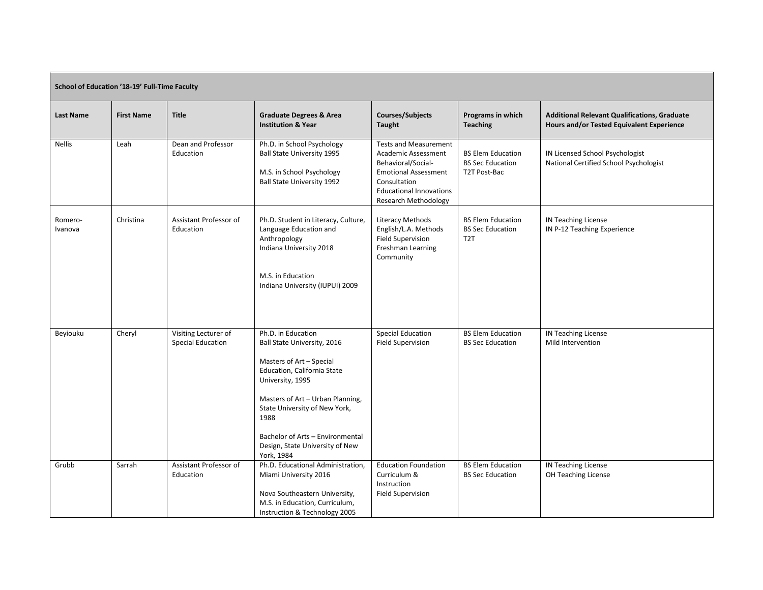| School of Education '18-19' Full-Time Faculty | | | | | | |
|---|---|---|---|---|---|---|
| **Last Name** | **First Name** | **Title** | **Graduate Degrees & Area Institution & Year** | **Courses/Subjects Taught** | **Programs in which Teaching** | **Additional Relevant Qualifications, Graduate Hours and/or Tested Equivalent Experience** |
| Nellis | Leah | Dean and Professor Education | Ph.D. in School Psychology Ball State University 1995<br><br>M.S. in School Psychology Ball State University 1992 | Tests and Measurement<br>Academic Assessment<br>Behavioral/Social-Emotional Assessment<br>Consultation<br>Educational Innovations<br>Research Methodology | BS Elem Education<br>BS Sec Education<br>T2T Post-Bac | IN Licensed School Psychologist<br>National Certified School Psychologist |
| Romero-Ivanova | Christina | Assistant Professor of Education | Ph.D. Student in Literacy, Culture, Language Education and Anthropology<br>Indiana University 2018<br><br>M.S. in Education<br>Indiana University (IUPUI) 2009 | Literacy Methods<br>English/L.A. Methods<br>Field Supervision<br>Freshman Learning Community | BS Elem Education<br>BS Sec Education<br>T2T | IN Teaching License<br>IN P-12 Teaching Experience |
| Beyiouku | Cheryl | Visiting Lecturer of Special Education | Ph.D. in Education<br>Ball State University, 2016<br><br>Masters of Art – Special Education, California State University, 1995<br><br>Masters of Art – Urban Planning, State University of New York, 1988<br><br>Bachelor of Arts – Environmental Design, State University of New York, 1984 | Special Education<br>Field Supervision | BS Elem Education<br>BS Sec Education | IN Teaching License<br>Mild Intervention |
| Grubb | Sarrah | Assistant Professor of Education | Ph.D. Educational Administration, Miami University 2016<br><br>Nova Southeastern University, M.S. in Education, Curriculum, Instruction & Technology 2005 | Education Foundation<br>Curriculum & Instruction<br>Field Supervision | BS Elem Education<br>BS Sec Education | IN Teaching License<br>OH Teaching License |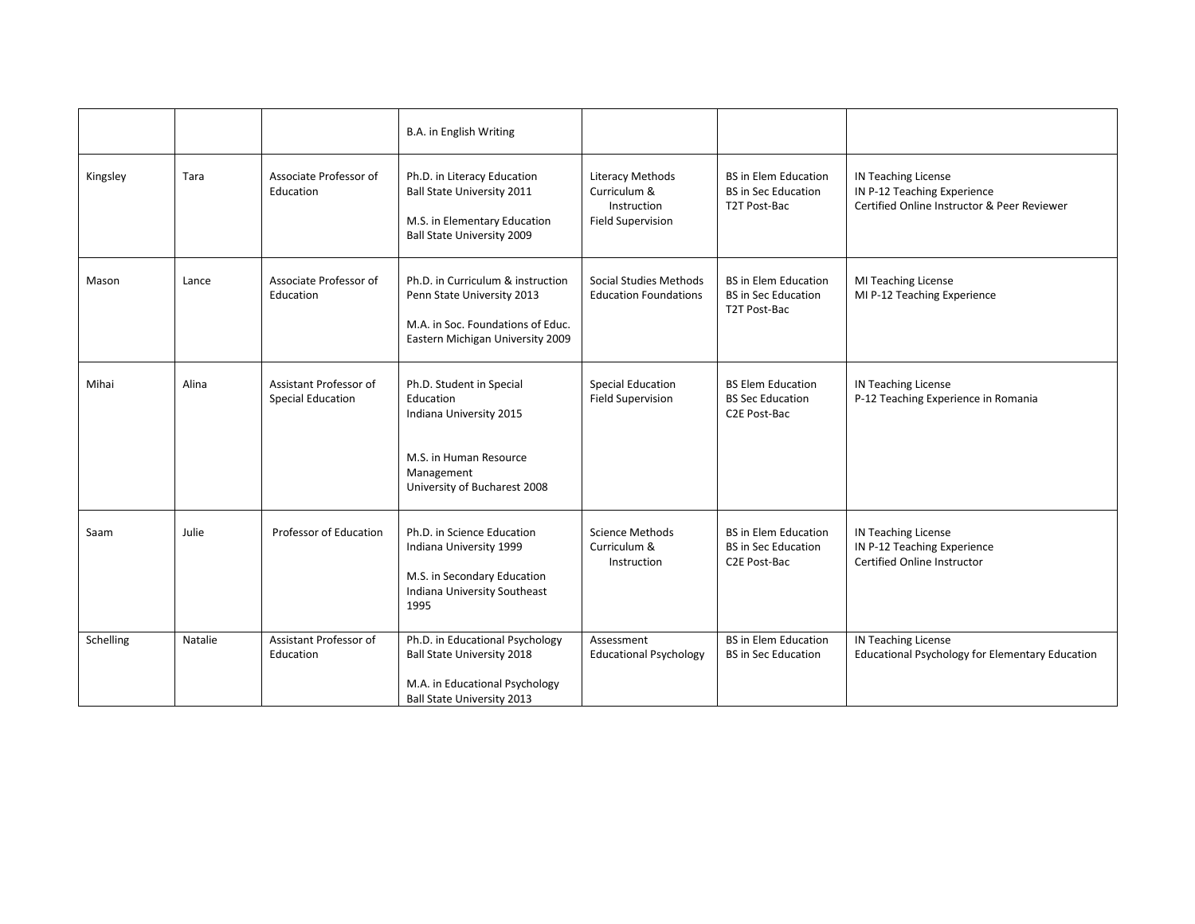| | | | | | | |
|---|---|---|---|---|---|---|
| | | | B.A. in English Writing | | | |
| Kingsley | Tara | Associate Professor of Education | Ph.D. in Literacy Education<br>Ball State University 2011<br><br>M.S. in Elementary Education<br>Ball State University 2009 | Literacy Methods<br>Curriculum & Instruction<br>Field Supervision | BS in Elem Education<br>BS in Sec Education<br>T2T Post-Bac | IN Teaching License<br>IN P-12 Teaching Experience<br>Certified Online Instructor & Peer Reviewer |
| Mason | Lance | Associate Professor of Education | Ph.D. in Curriculum & instruction<br>Penn State University 2013<br><br>M.A. in Soc. Foundations of Educ.<br>Eastern Michigan University 2009 | Social Studies Methods<br>Education Foundations | BS in Elem Education<br>BS in Sec Education<br>T2T Post-Bac | MI Teaching License<br>MI P-12 Teaching Experience |
| Mihai | Alina | Assistant Professor of Special Education | Ph.D. Student in Special Education<br>Indiana University 2015<br><br>M.S. in Human Resource Management<br>University of Bucharest 2008 | Special Education<br>Field Supervision | BS Elem Education<br>BS Sec Education<br>C2E Post-Bac | IN Teaching License<br>P-12 Teaching Experience in Romania |
| Saam | Julie | Professor of Education | Ph.D. in Science Education<br>Indiana University 1999<br><br>M.S. in Secondary Education<br>Indiana University Southeast 1995 | Science Methods<br>Curriculum & Instruction | BS in Elem Education<br>BS in Sec Education<br>C2E Post-Bac | IN Teaching License<br>IN P-12 Teaching Experience<br>Certified Online Instructor |
| Schelling | Natalie | Assistant Professor of Education | Ph.D. in Educational Psychology<br>Ball State University 2018<br><br>M.A. in Educational Psychology<br>Ball State University 2013 | Assessment<br>Educational Psychology | BS in Elem Education<br>BS in Sec Education | IN Teaching License<br>Educational Psychology for Elementary Education |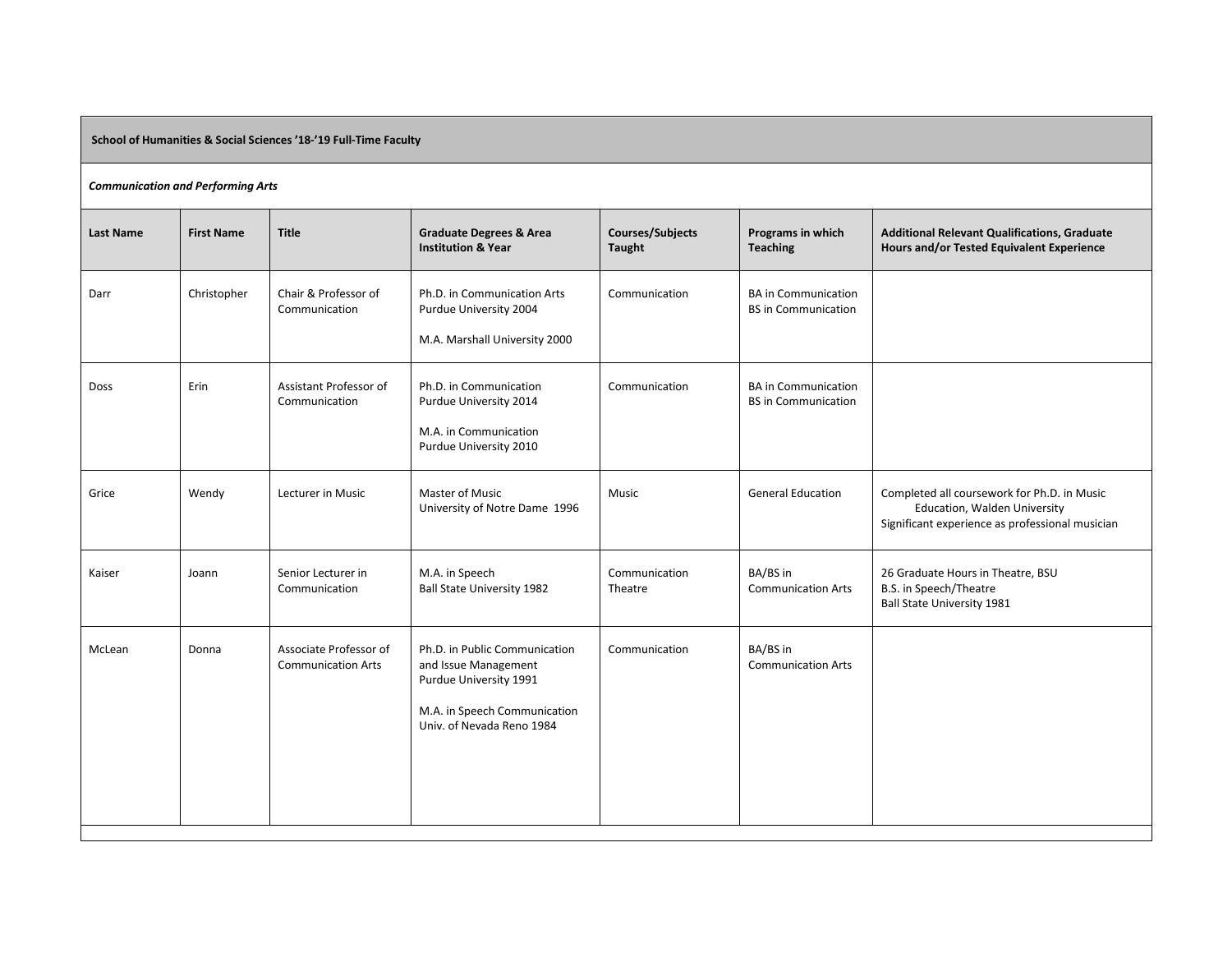**School of Humanities & Social Sciences '18-'19 Full-Time Faculty**

***Communication and Performing Arts***

| Last Name | First Name | Title | Graduate Degrees & Area Institution & Year | Courses/Subjects Taught | Programs in which Teaching | Additional Relevant Qualifications, Graduate Hours and/or Tested Equivalent Experience |
|---|---|---|---|---|---|---|
| Darr | Christopher | Chair & Professor of Communication | Ph.D. in Communication Arts Purdue University 2004<br><br>M.A. Marshall University 2000 | Communication | BA in Communication<br>BS in Communication | |
| Doss | Erin | Assistant Professor of Communication | Ph.D. in Communication Purdue University 2014<br><br>M.A. in Communication Purdue University 2010 | Communication | BA in Communication<br>BS in Communication | |
| Grice | Wendy | Lecturer in Music | Master of Music University of Notre Dame 1996 | Music | General Education | Completed all coursework for Ph.D. in Music Education, Walden University<br>Significant experience as professional musician |
| Kaiser | Joann | Senior Lecturer in Communication | M.A. in Speech Ball State University 1982 | Communication<br>Theatre | BA/BS in Communication Arts | 26 Graduate Hours in Theatre, BSU<br>B.S. in Speech/Theatre<br>Ball State University 1981 |
| McLean | Donna | Associate Professor of Communication Arts | Ph.D. in Public Communication and Issue Management Purdue University 1991<br><br>M.A. in Speech Communication Univ. of Nevada Reno 1984 | Communication | BA/BS in Communication Arts | |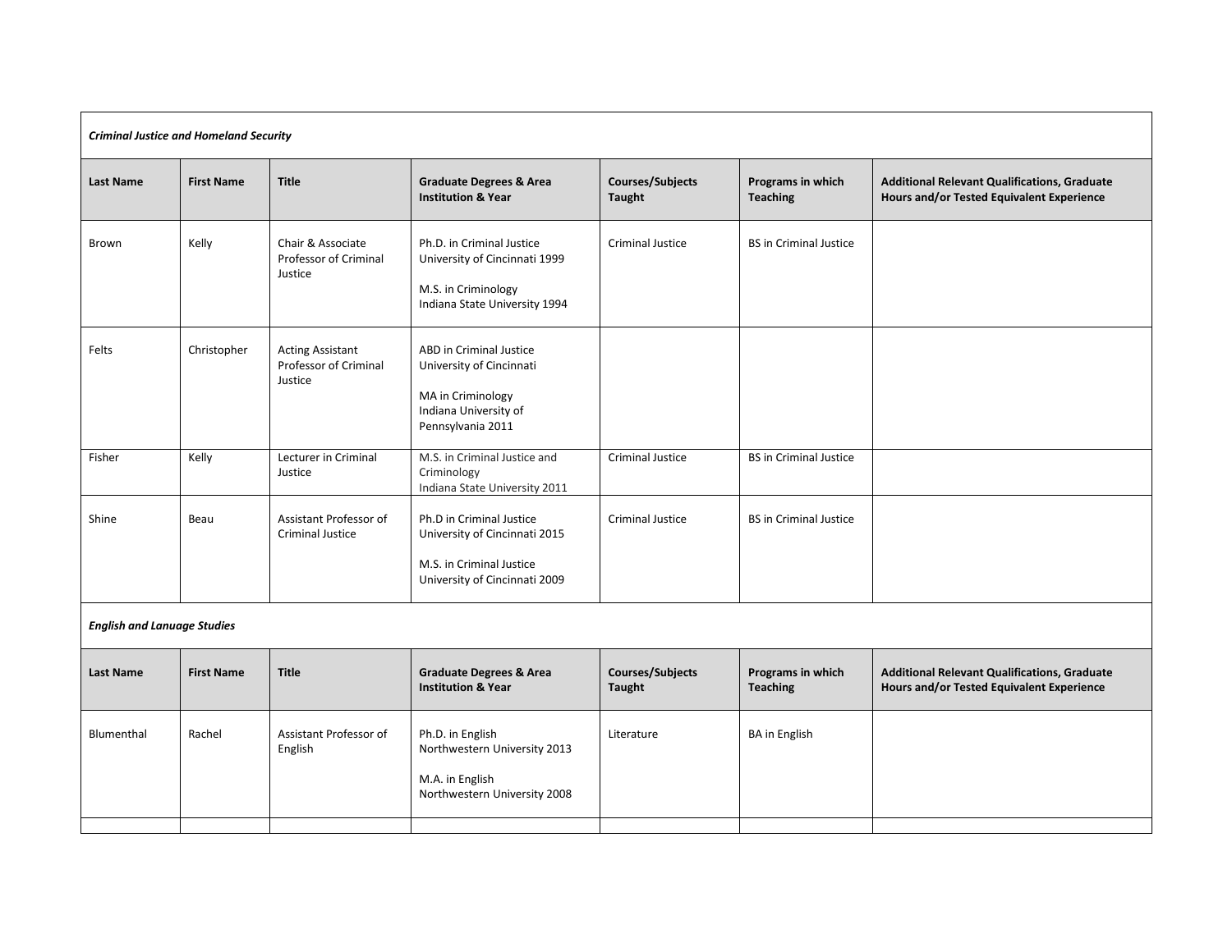*Criminal Justice and Homeland Security*

| Last Name | First Name | Title | Graduate Degrees & Area Institution & Year | Courses/Subjects Taught | Programs in which Teaching | Additional Relevant Qualifications, Graduate Hours and/or Tested Equivalent Experience |
|---|---|---|---|---|---|---|
| Brown | Kelly | Chair & Associate Professor of Criminal Justice | Ph.D. in Criminal Justice University of Cincinnati 1999<br><br>M.S. in Criminology Indiana State University 1994 | Criminal Justice | BS in Criminal Justice | |
| Felts | Christopher | Acting Assistant Professor of Criminal Justice | ABD in Criminal Justice University of Cincinnati<br><br>MA in Criminology Indiana University of Pennsylvania 2011 | | | |
| Fisher | Kelly | Lecturer in Criminal Justice | M.S. in Criminal Justice and Criminology Indiana State University 2011 | Criminal Justice | BS in Criminal Justice | |
| Shine | Beau | Assistant Professor of Criminal Justice | Ph.D in Criminal Justice University of Cincinnati 2015<br><br>M.S. in Criminal Justice University of Cincinnati 2009 | Criminal Justice | BS in Criminal Justice | |

*English and Lanuage Studies*

| Last Name | First Name | Title | Graduate Degrees & Area Institution & Year | Courses/Subjects Taught | Programs in which Teaching | Additional Relevant Qualifications, Graduate Hours and/or Tested Equivalent Experience |
|---|---|---|---|---|---|---|
| Blumenthal | Rachel | Assistant Professor of English | Ph.D. in English Northwestern University 2013<br><br>M.A. in English Northwestern University 2008 | Literature | BA in English | |
| | | | | | | |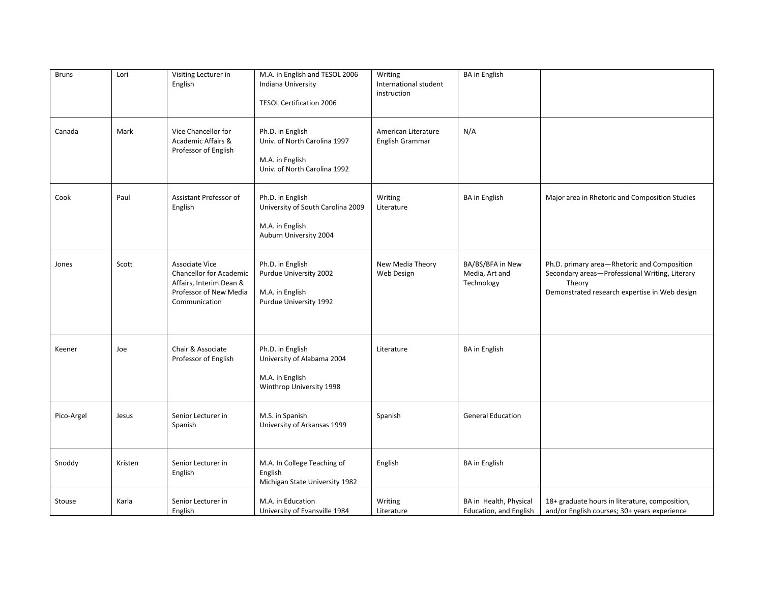| | | | | | | |
|---|---|---|---|---|---|---|
| Bruns | Lori | Visiting Lecturer in English | M.A. in English and TESOL 2006<br>Indiana University<br><br>TESOL Certification 2006 | Writing<br>International student instruction | BA in English | |
| Canada | Mark | Vice Chancellor for Academic Affairs & Professor of English | Ph.D. in English<br>Univ. of North Carolina 1997<br><br>M.A. in English<br>Univ. of North Carolina 1992 | American Literature<br>English Grammar | N/A | |
| Cook | Paul | Assistant Professor of English | Ph.D. in English<br>University of South Carolina 2009<br><br>M.A. in English<br>Auburn University 2004 | Writing<br>Literature | BA in English | Major area in Rhetoric and Composition Studies |
| Jones | Scott | Associate Vice Chancellor for Academic Affairs, Interim Dean & Professor of New Media Communication | Ph.D. in English<br>Purdue University 2002<br><br>M.A. in English<br>Purdue University 1992 | New Media Theory<br>Web Design | BA/BS/BFA in New Media, Art and Technology | Ph.D. primary area—Rhetoric and Composition<br>Secondary areas—Professional Writing, Literary Theory<br>Demonstrated research expertise in Web design |
| Keener | Joe | Chair & Associate Professor of English | Ph.D. in English<br>University of Alabama 2004<br><br>M.A. in English<br>Winthrop University 1998 | Literature | BA in English | |
| Pico-Argel | Jesus | Senior Lecturer in Spanish | M.S. in Spanish<br>University of Arkansas 1999 | Spanish | General Education | |
| Snoddy | Kristen | Senior Lecturer in English | M.A. In College Teaching of English<br>Michigan State University 1982 | English | BA in English | |
| Stouse | Karla | Senior Lecturer in English | M.A. in Education<br>University of Evansville 1984 | Writing<br>Literature | BA in Health, Physical Education, and English | 18+ graduate hours in literature, composition, and/or English courses; 30+ years experience |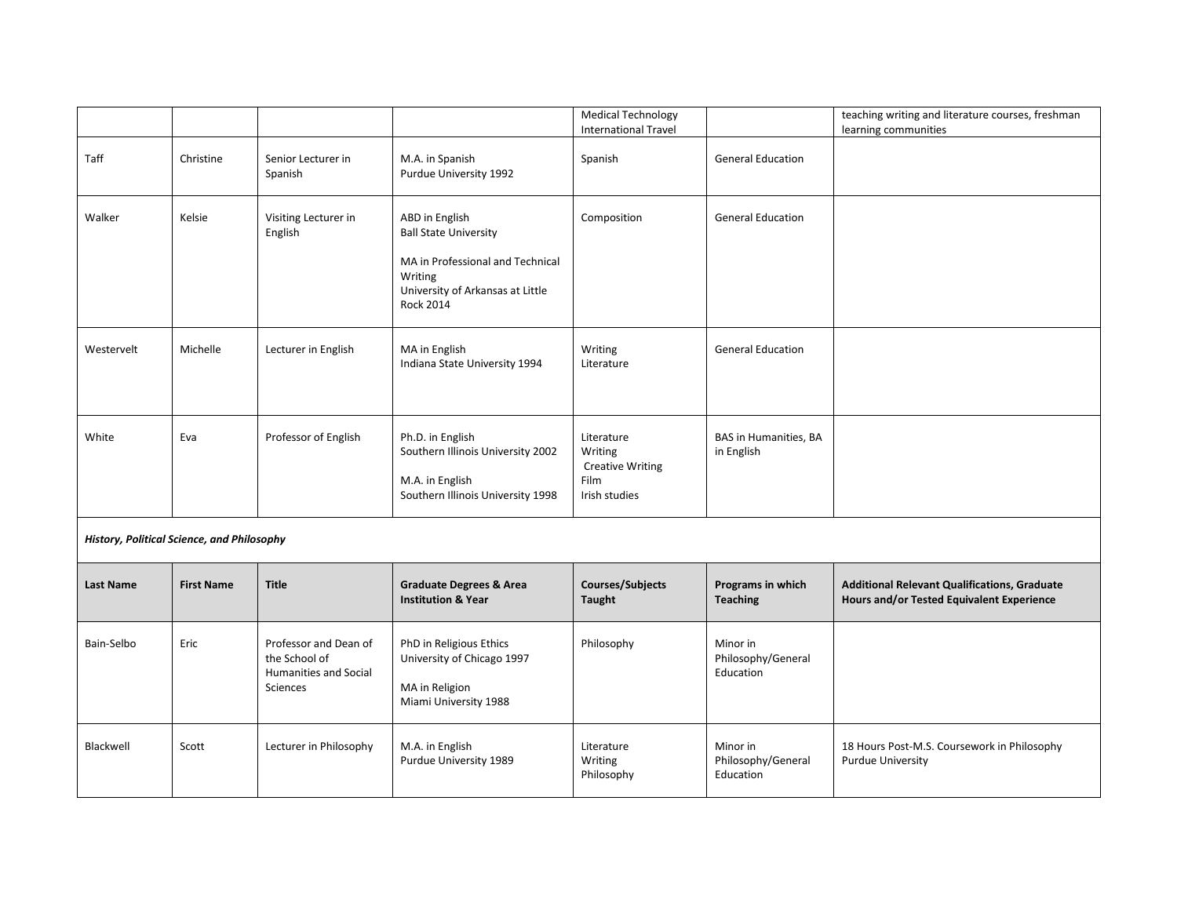| | | | | Medical Technology<br>International Travel | | teaching writing and literature courses, freshman learning communities |
|---|---|---|---|---|---|---|
| Taff | Christine | Senior Lecturer in Spanish | M.A. in Spanish<br>Purdue University 1992 | Spanish | General Education | |
| Walker | Kelsie | Visiting Lecturer in English | ABD in English<br>Ball State University<br><br>MA in Professional and Technical Writing<br>University of Arkansas at Little Rock 2014 | Composition | General Education | |
| Westervelt | Michelle | Lecturer in English | MA in English<br>Indiana State University 1994 | Writing<br>Literature | General Education | |
| White | Eva | Professor of English | Ph.D. in English<br>Southern Illinois University 2002<br><br>M.A. in English<br>Southern Illinois University 1998 | Literature<br>Writing<br>Creative Writing<br>Film<br>Irish studies | BAS in Humanities, BA in English | |

***History, Political Science, and Philosophy***

| **Last Name** | **First Name** | **Title** | **Graduate Degrees & Area Institution & Year** | **Courses/Subjects Taught** | **Programs in which Teaching** | **Additional Relevant Qualifications, Graduate Hours and/or Tested Equivalent Experience** |
|---|---|---|---|---|---|---|
| Bain-Selbo | Eric | Professor and Dean of the School of Humanities and Social Sciences | PhD in Religious Ethics<br>University of Chicago 1997<br><br>MA in Religion<br>Miami University 1988 | Philosophy | Minor in Philosophy/General Education | |
| Blackwell | Scott | Lecturer in Philosophy | M.A. in English<br>Purdue University 1989 | Literature<br>Writing<br>Philosophy | Minor in Philosophy/General Education | 18 Hours Post-M.S. Coursework in Philosophy<br>Purdue University |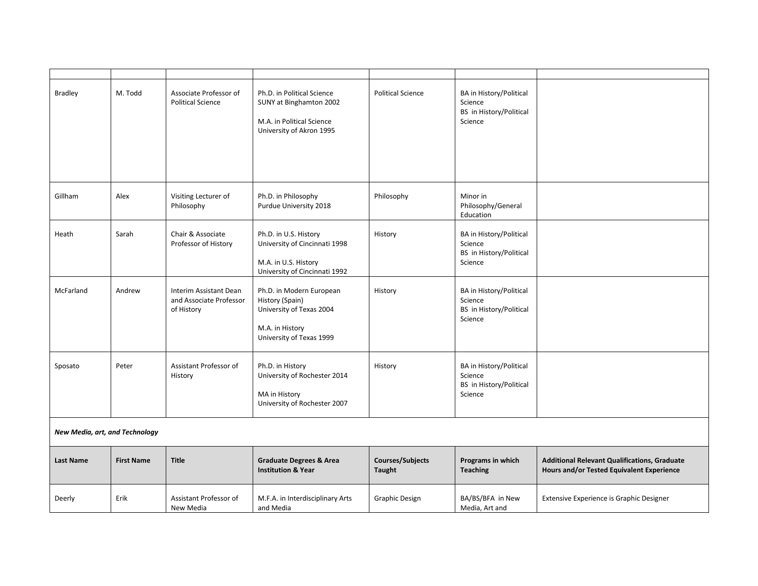| | | | | | | |
|---|---|---|---|---|---|---|
| Bradley | M. Todd | Associate Professor of Political Science | Ph.D. in Political Science SUNY at Binghamton 2002<br><br>M.A. in Political Science University of Akron 1995 | Political Science | BA in History/Political Science<br>BS in History/Political Science | |
| Gillham | Alex | Visiting Lecturer of Philosophy | Ph.D. in Philosophy Purdue University 2018 | Philosophy | Minor in Philosophy/General Education | |
| Heath | Sarah | Chair & Associate Professor of History | Ph.D. in U.S. History University of Cincinnati 1998<br><br>M.A. in U.S. History University of Cincinnati 1992 | History | BA in History/Political Science<br>BS in History/Political Science | |
| McFarland | Andrew | Interim Assistant Dean and Associate Professor of History | Ph.D. in Modern European History (Spain) University of Texas 2004<br><br>M.A. in History University of Texas 1999 | History | BA in History/Political Science<br>BS in History/Political Science | |
| Sposato | Peter | Assistant Professor of History | Ph.D. in History University of Rochester 2014<br><br>MA in History University of Rochester 2007 | History | BA in History/Political Science<br>BS in History/Political Science | |

***New Media, art, and Technology***

| Last Name | First Name | Title | Graduate Degrees & Area Institution & Year | Courses/Subjects Taught | Programs in which Teaching | Additional Relevant Qualifications, Graduate Hours and/or Tested Equivalent Experience |
|---|---|---|---|---|---|---|
| Deerly | Erik | Assistant Professor of New Media | M.F.A. in Interdisciplinary Arts and Media | Graphic Design | BA/BS/BFA in New Media, Art and | Extensive Experience is Graphic Designer |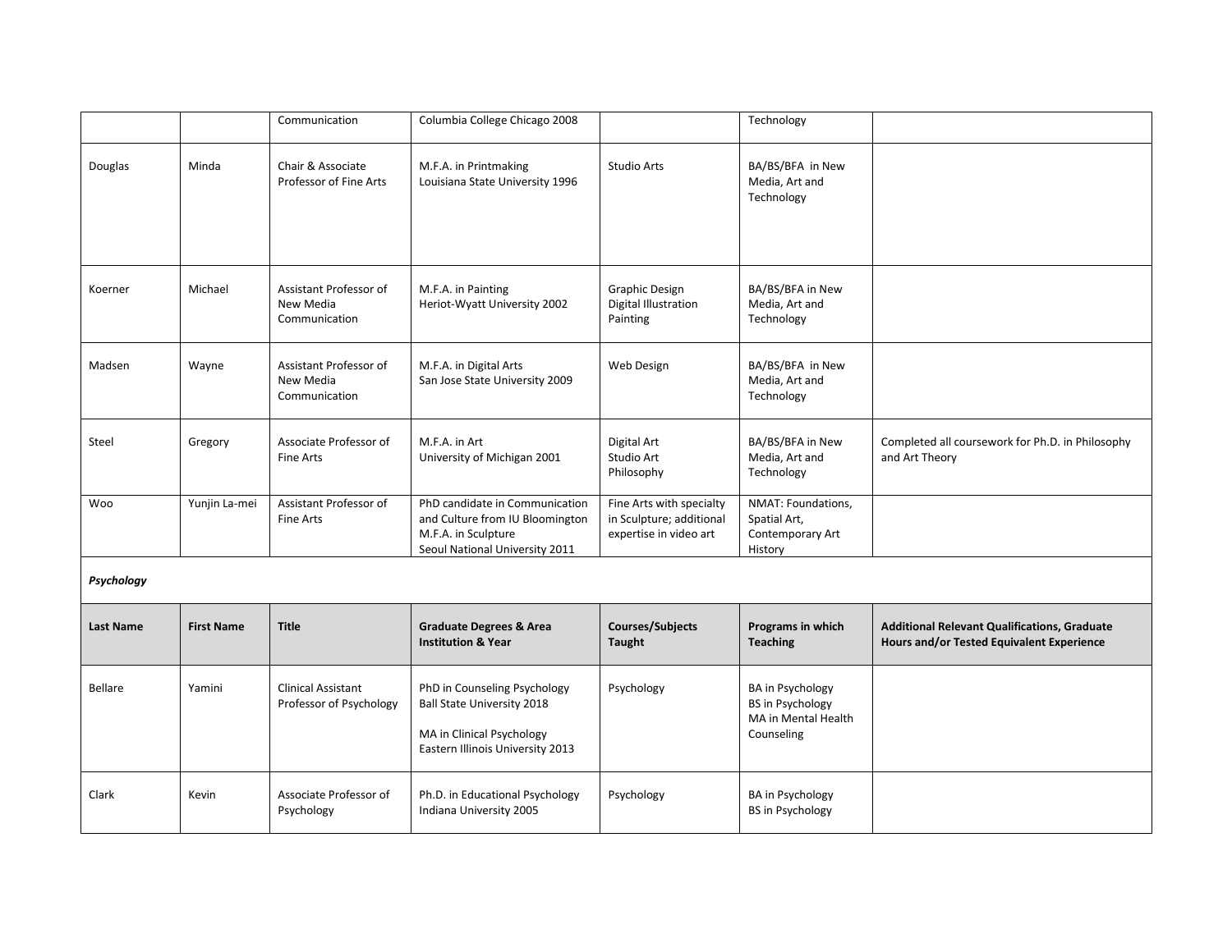| | | Communication | Columbia College Chicago 2008 | | Technology | |
|---|---|---|---|---|---|---|
| Douglas | Minda | Chair & Associate Professor of Fine Arts | M.F.A. in Printmaking<br>Louisiana State University 1996 | Studio Arts | BA/BS/BFA in New Media, Art and Technology | |
| Koerner | Michael | Assistant Professor of New Media Communication | M.F.A. in Painting<br>Heriot-Wyatt University 2002 | Graphic Design<br>Digital Illustration<br>Painting | BA/BS/BFA in New Media, Art and Technology | |
| Madsen | Wayne | Assistant Professor of New Media Communication | M.F.A. in Digital Arts<br>San Jose State University 2009 | Web Design | BA/BS/BFA in New Media, Art and Technology | |
| Steel | Gregory | Associate Professor of Fine Arts | M.F.A. in Art<br>University of Michigan 2001 | Digital Art<br>Studio Art<br>Philosophy | BA/BS/BFA in New Media, Art and Technology | Completed all coursework for Ph.D. in Philosophy and Art Theory |
| Woo | Yunjin La-mei | Assistant Professor of Fine Arts | PhD candidate in Communication and Culture from IU Bloomington<br>M.F.A. in Sculpture<br>Seoul National University 2011 | Fine Arts with specialty in Sculpture; additional expertise in video art | NMAT: Foundations, Spatial Art, Contemporary Art History | |

***Psychology***

| Last Name | First Name | Title | Graduate Degrees & Area Institution & Year | Courses/Subjects Taught | Programs in which Teaching | Additional Relevant Qualifications, Graduate Hours and/or Tested Equivalent Experience |
|---|---|---|---|---|---|---|
| Bellare | Yamini | Clinical Assistant Professor of Psychology | PhD in Counseling Psychology<br>Ball State University 2018<br><br>MA in Clinical Psychology<br>Eastern Illinois University 2013 | Psychology | BA in Psychology<br>BS in Psychology<br>MA in Mental Health Counseling | |
| Clark | Kevin | Associate Professor of Psychology | Ph.D. in Educational Psychology<br>Indiana University 2005 | Psychology | BA in Psychology<br>BS in Psychology | |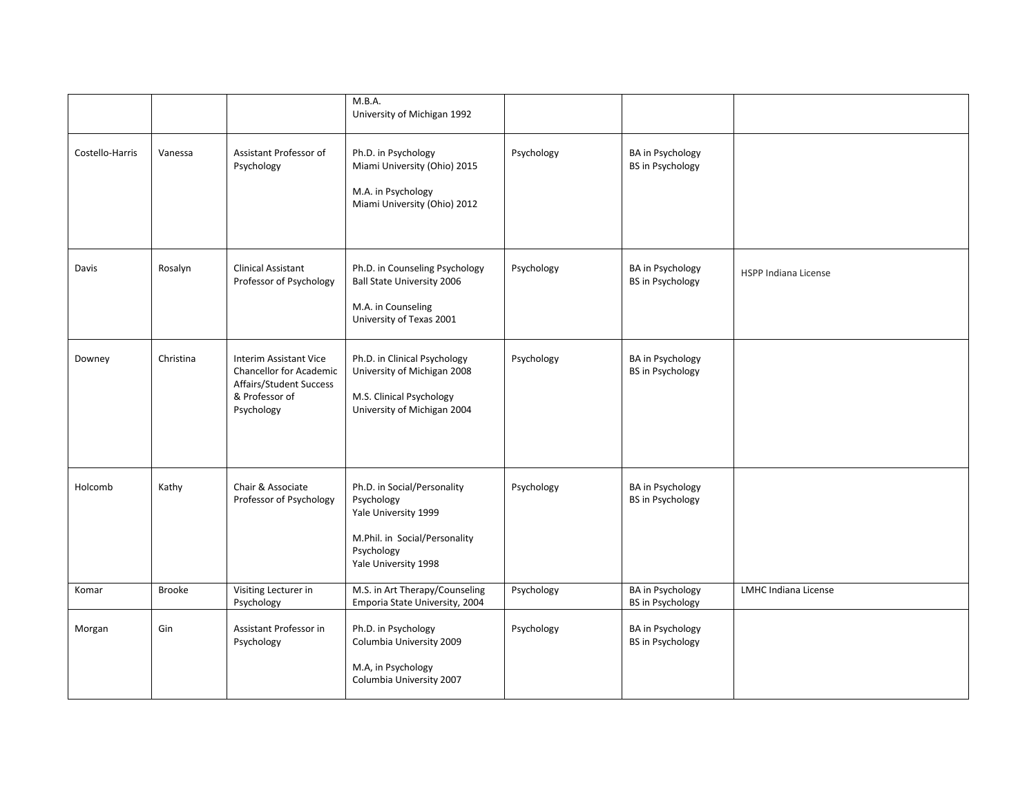| | | | | | | |
|---|---|---|---|---|---|---|
| | | | M.B.A.<br>University of Michigan 1992 | | | |
| Costello-Harris | Vanessa | Assistant Professor of Psychology | Ph.D. in Psychology<br>Miami University (Ohio) 2015<br><br>M.A. in Psychology<br>Miami University (Ohio) 2012 | Psychology | BA in Psychology<br>BS in Psychology | |
| Davis | Rosalyn | Clinical Assistant Professor of Psychology | Ph.D. in Counseling Psychology<br>Ball State University 2006<br><br>M.A. in Counseling<br>University of Texas 2001 | Psychology | BA in Psychology<br>BS in Psychology | HSPP Indiana License |
| Downey | Christina | Interim Assistant Vice Chancellor for Academic Affairs/Student Success & Professor of Psychology | Ph.D. in Clinical Psychology<br>University of Michigan 2008<br><br>M.S. Clinical Psychology<br>University of Michigan 2004 | Psychology | BA in Psychology<br>BS in Psychology | |
| Holcomb | Kathy | Chair & Associate Professor of Psychology | Ph.D. in Social/Personality Psychology<br>Yale University 1999<br><br>M.Phil. in Social/Personality Psychology<br>Yale University 1998 | Psychology | BA in Psychology<br>BS in Psychology | |
| Komar | Brooke | Visiting Lecturer in Psychology | M.S. in Art Therapy/Counseling<br>Emporia State University, 2004 | Psychology | BA in Psychology<br>BS in Psychology | LMHC Indiana License |
| Morgan | Gin | Assistant Professor in Psychology | Ph.D. in Psychology<br>Columbia University 2009<br><br>M.A, in Psychology<br>Columbia University 2007 | Psychology | BA in Psychology<br>BS in Psychology | |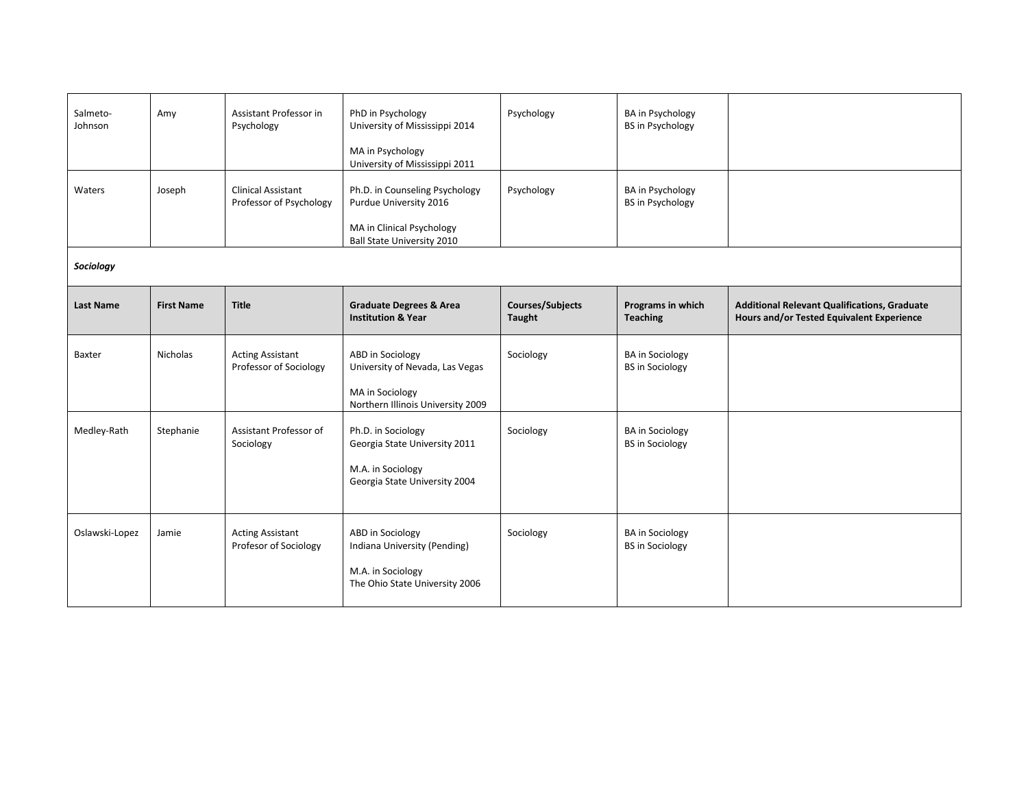| Salmeto-Johnson | Amy | Assistant Professor in Psychology | PhD in Psychology<br>University of Mississippi 2014<br><br>MA in Psychology<br>University of Mississippi 2011 | Psychology | BA in Psychology<br>BS in Psychology | |
|---|---|---|---|---|---|---|
| Waters | Joseph | Clinical Assistant Professor of Psychology | Ph.D. in Counseling Psychology<br>Purdue University 2016<br><br>MA in Clinical Psychology<br>Ball State University 2010 | Psychology | BA in Psychology<br>BS in Psychology | |

***Sociology***

| Last Name | First Name | Title | Graduate Degrees & Area Institution & Year | Courses/Subjects Taught | Programs in which Teaching | Additional Relevant Qualifications, Graduate Hours and/or Tested Equivalent Experience |
|---|---|---|---|---|---|---|
| Baxter | Nicholas | Acting Assistant Professor of Sociology | ABD in Sociology<br>University of Nevada, Las Vegas<br><br>MA in Sociology<br>Northern Illinois University 2009 | Sociology | BA in Sociology<br>BS in Sociology | |
| Medley-Rath | Stephanie | Assistant Professor of Sociology | Ph.D. in Sociology<br>Georgia State University 2011<br><br>M.A. in Sociology<br>Georgia State University 2004 | Sociology | BA in Sociology<br>BS in Sociology | |
| Oslawski-Lopez | Jamie | Acting Assistant Profesor of Sociology | ABD in Sociology<br>Indiana University (Pending)<br><br>M.A. in Sociology<br>The Ohio State University 2006 | Sociology | BA in Sociology<br>BS in Sociology | |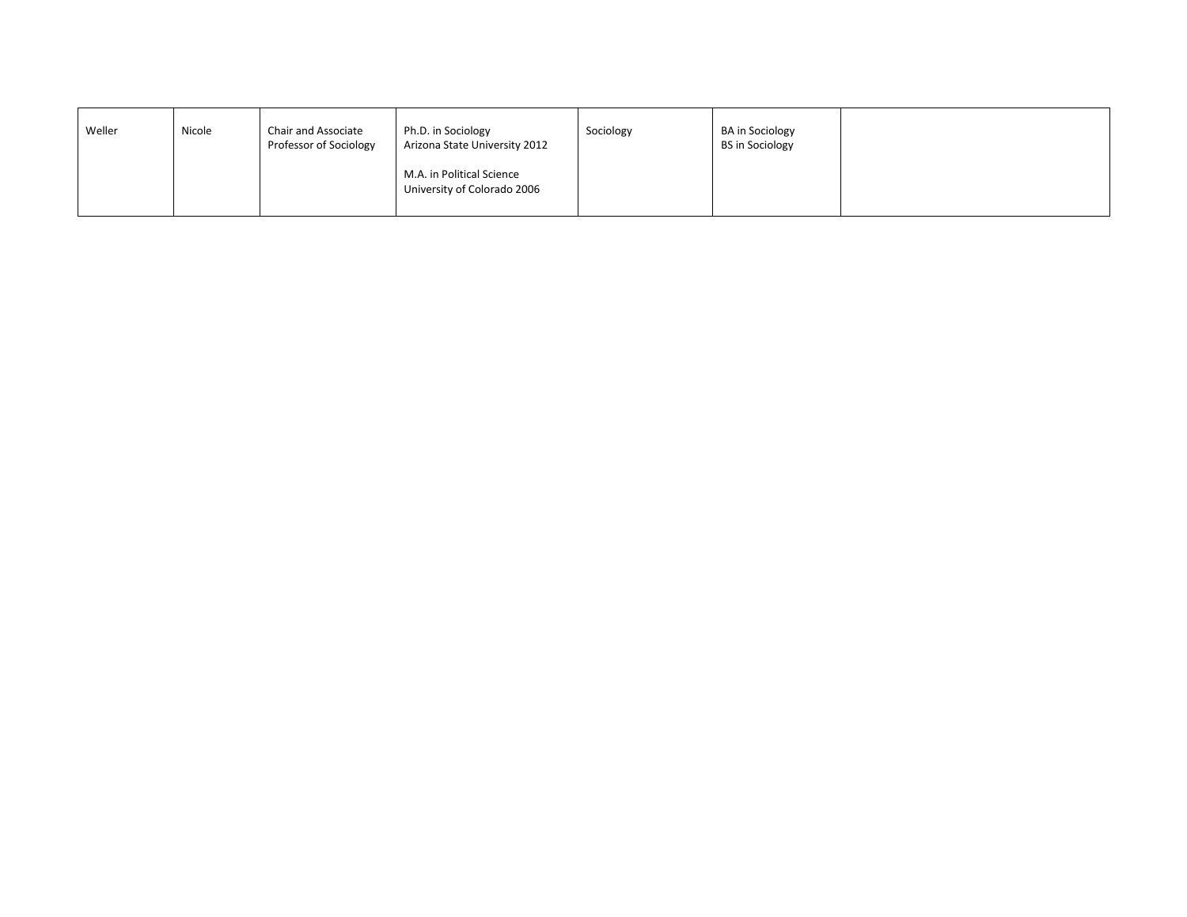| | | | | | | |
|---|---|---|---|---|---|---|
| Weller | Nicole | Chair and Associate Professor of Sociology | Ph.D. in Sociology<br>Arizona State University 2012<br><br>M.A. in Political Science<br>University of Colorado 2006 | Sociology | BA in Sociology<br>BS in Sociology | |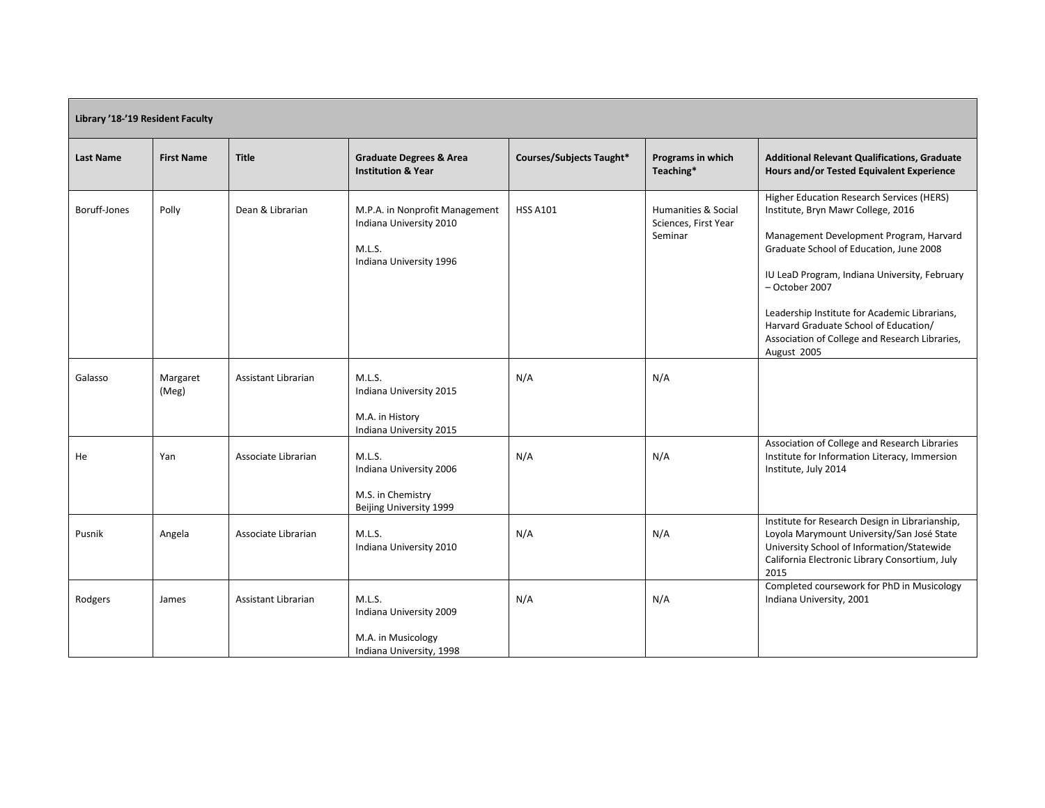| Library '18-'19 Resident Faculty | | | | | | |
|---|---|---|---|---|---|---|
| **Last Name** | **First Name** | **Title** | **Graduate Degrees & Area Institution & Year** | **Courses/Subjects Taught*** | **Programs in which Teaching*** | **Additional Relevant Qualifications, Graduate Hours and/or Tested Equivalent Experience** |
| Boruff-Jones | Polly | Dean & Librarian | M.P.A. in Nonprofit Management Indiana University 2010<br><br>M.L.S. Indiana University 1996 | HSS A101 | Humanities & Social Sciences, First Year Seminar | Higher Education Research Services (HERS) Institute, Bryn Mawr College, 2016<br><br>Management Development Program, Harvard Graduate School of Education, June 2008<br><br>IU LeaD Program, Indiana University, February – October 2007<br><br>Leadership Institute for Academic Librarians, Harvard Graduate School of Education/ Association of College and Research Libraries, August 2005 |
| Galasso | Margaret (Meg) | Assistant Librarian | M.L.S. Indiana University 2015<br><br>M.A. in History Indiana University 2015 | N/A | N/A | |
| He | Yan | Associate Librarian | M.L.S. Indiana University 2006<br><br>M.S. in Chemistry Beijing University 1999 | N/A | N/A | Association of College and Research Libraries Institute for Information Literacy, Immersion Institute, July 2014 |
| Pusnik | Angela | Associate Librarian | M.L.S. Indiana University 2010 | N/A | N/A | Institute for Research Design in Librarianship, Loyola Marymount University/San José State University School of Information/Statewide California Electronic Library Consortium, July 2015 |
| Rodgers | James | Assistant Librarian | M.L.S. Indiana University 2009<br><br>M.A. in Musicology Indiana University, 1998 | N/A | N/A | Completed coursework for PhD in Musicology Indiana University, 2001 |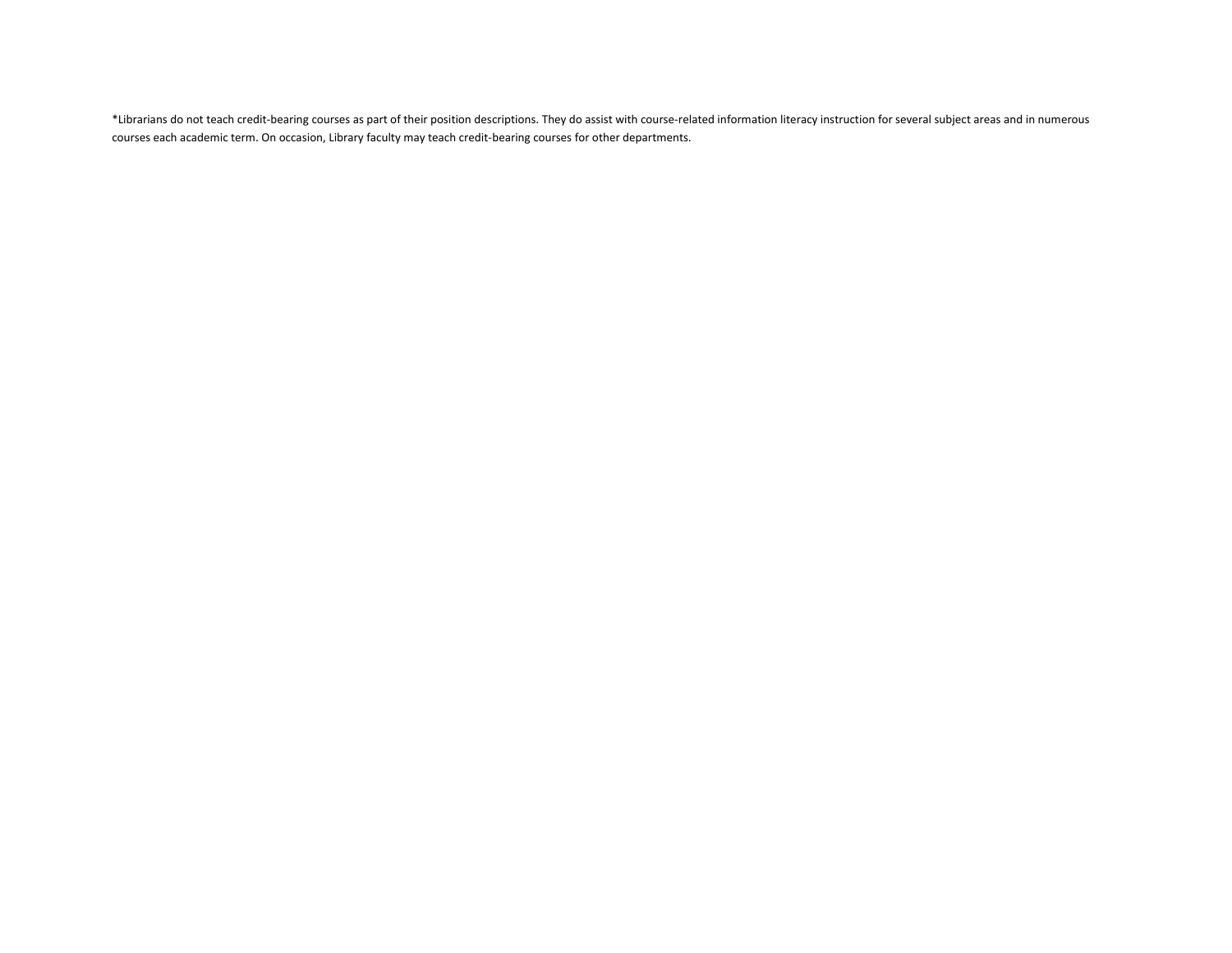*Librarians do not teach credit-bearing courses as part of their position descriptions. They do assist with course-related information literacy instruction for several subject areas and in numerous courses each academic term. On occasion, Library faculty may teach credit-bearing courses for other departments.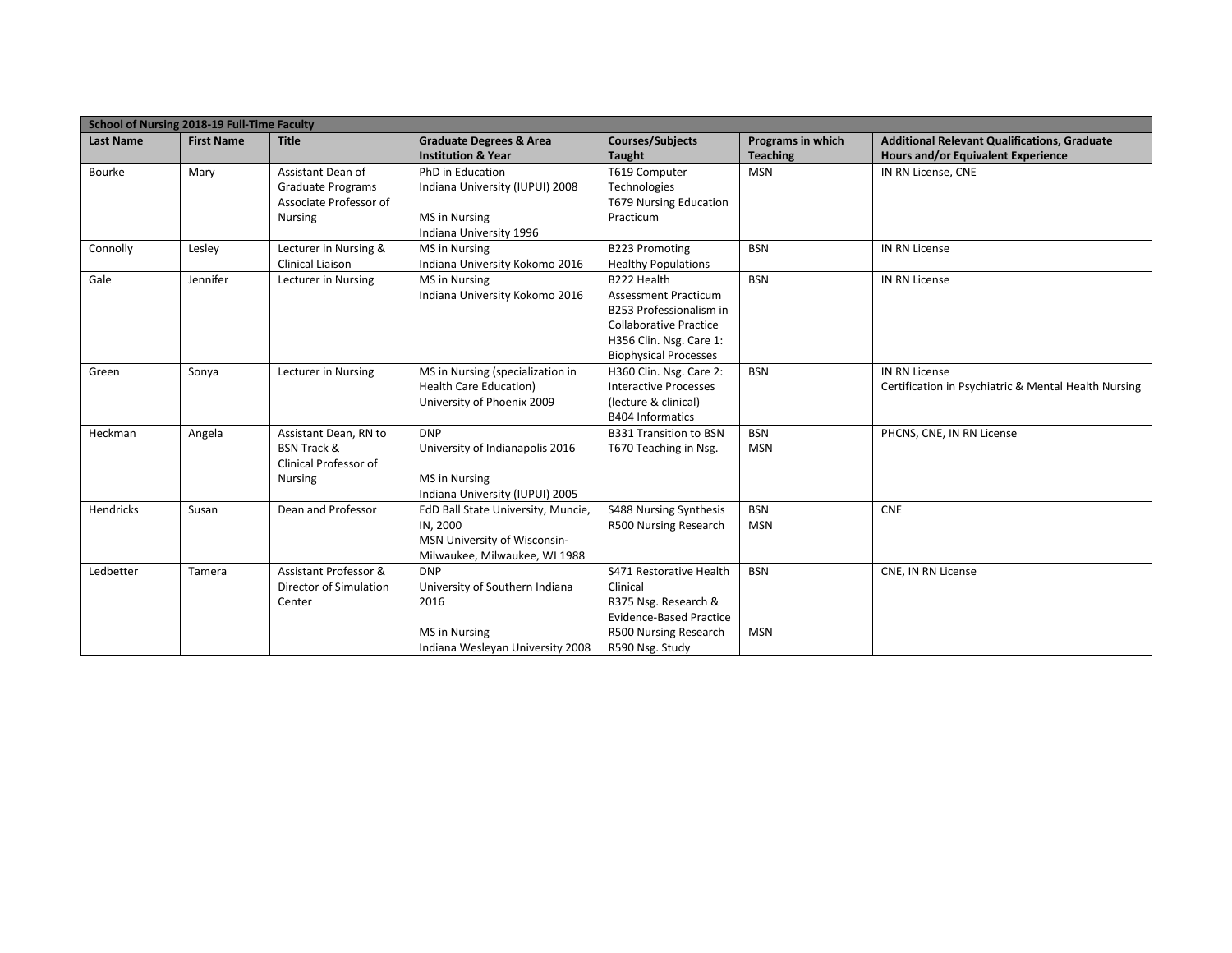| School of Nursing 2018-19 Full-Time Faculty | | | | | | |
|---|---|---|---|---|---|---|
| **Last Name** | **First Name** | **Title** | **Graduate Degrees & Area Institution & Year** | **Courses/Subjects Taught** | **Programs in which Teaching** | **Additional Relevant Qualifications, Graduate Hours and/or Equivalent Experience** |
| Bourke | Mary | Assistant Dean of Graduate Programs Associate Professor of Nursing | PhD in Education Indiana University (IUPUI) 2008<br><br>MS in Nursing Indiana University 1996 | T619 Computer Technologies<br>T679 Nursing Education Practicum | MSN | IN RN License, CNE |
| Connolly | Lesley | Lecturer in Nursing & Clinical Liaison | MS in Nursing Indiana University Kokomo 2016 | B223 Promoting Healthy Populations | BSN | IN RN License |
| Gale | Jennifer | Lecturer in Nursing | MS in Nursing Indiana University Kokomo 2016 | B222 Health Assessment Practicum<br>B253 Professionalism in Collaborative Practice<br>H356 Clin. Nsg. Care 1: Biophysical Processes | BSN | IN RN License |
| Green | Sonya | Lecturer in Nursing | MS in Nursing (specialization in Health Care Education) University of Phoenix 2009 | H360 Clin. Nsg. Care 2: Interactive Processes (lecture & clinical)<br>B404 Informatics | BSN | IN RN License<br>Certification in Psychiatric & Mental Health Nursing |
| Heckman | Angela | Assistant Dean, RN to BSN Track & Clinical Professor of Nursing | DNP University of Indianapolis 2016<br><br>MS in Nursing Indiana University (IUPUI) 2005 | B331 Transition to BSN<br>T670 Teaching in Nsg. | BSN<br>MSN | PHCNS, CNE, IN RN License |
| Hendricks | Susan | Dean and Professor | EdD Ball State University, Muncie, IN, 2000<br>MSN University of Wisconsin-Milwaukee, Milwaukee, WI 1988 | S488 Nursing Synthesis<br>R500 Nursing Research | BSN<br>MSN | CNE |
| Ledbetter | Tamera | Assistant Professor & Director of Simulation Center | DNP University of Southern Indiana 2016<br><br>MS in Nursing Indiana Wesleyan University 2008 | S471 Restorative Health Clinical<br>R375 Nsg. Research & Evidence-Based Practice<br>R500 Nursing Research<br>R590 Nsg. Study | BSN<br><br><br>MSN | CNE, IN RN License |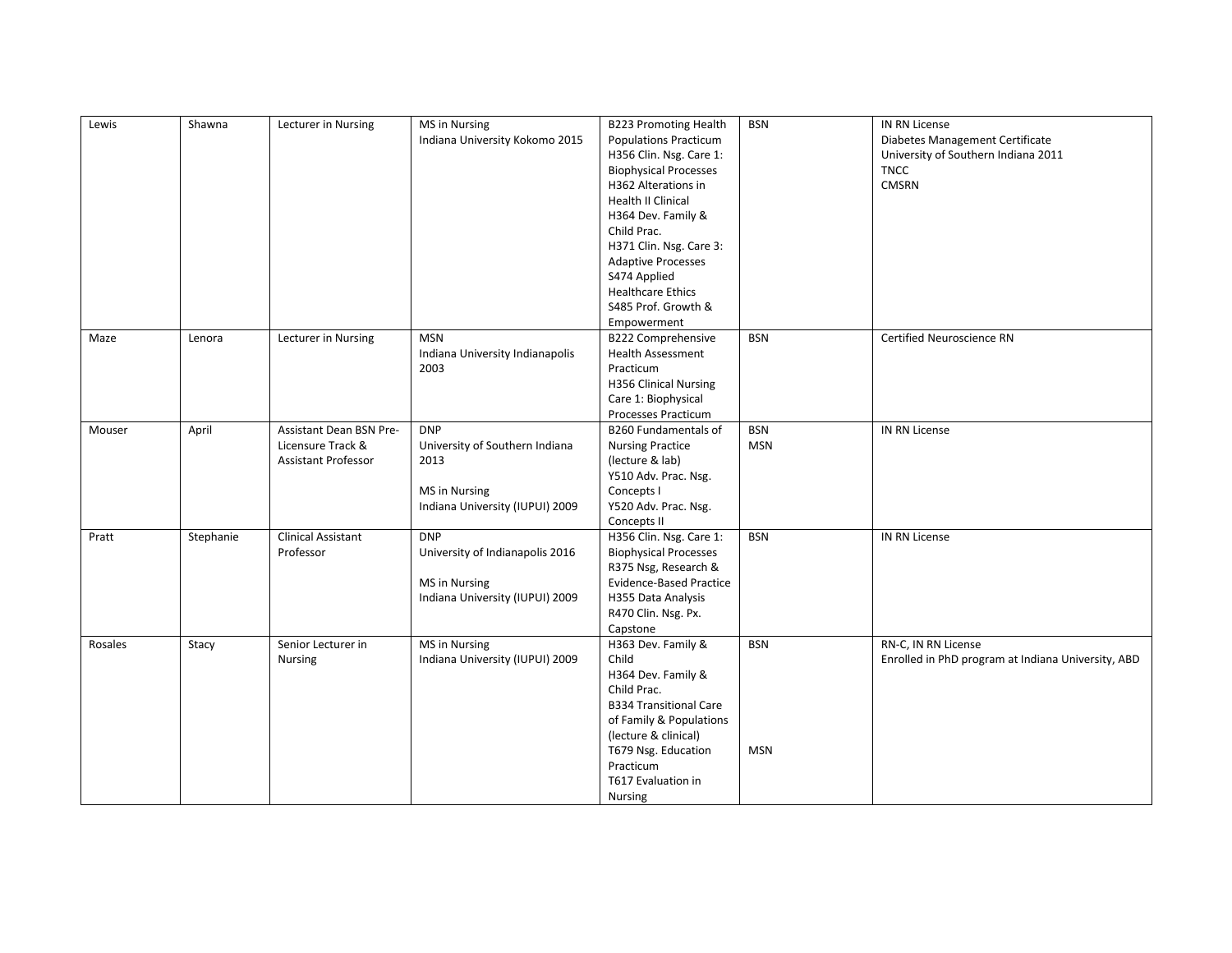| Lewis | Shawna | Lecturer in Nursing | MS in Nursing<br>Indiana University Kokomo 2015 | B223 Promoting Health Populations Practicum<br>H356 Clin. Nsg. Care 1: Biophysical Processes<br>H362 Alterations in Health II Clinical<br>H364 Dev. Family & Child Prac.<br>H371 Clin. Nsg. Care 3: Adaptive Processes<br>S474 Applied Healthcare Ethics<br>S485 Prof. Growth & Empowerment | BSN | IN RN License<br>Diabetes Management Certificate<br>University of Southern Indiana 2011<br>TNCC<br>CMSRN |
|---|---|---|---|---|---|---|
| Maze | Lenora | Lecturer in Nursing | MSN<br>Indiana University Indianapolis 2003 | B222 Comprehensive Health Assessment Practicum<br>H356 Clinical Nursing Care 1: Biophysical Processes Practicum | BSN | Certified Neuroscience RN |
| Mouser | April | Assistant Dean BSN Pre-Licensure Track & Assistant Professor | DNP<br>University of Southern Indiana 2013<br><br>MS in Nursing<br>Indiana University (IUPUI) 2009 | B260 Fundamentals of Nursing Practice (lecture & lab)<br>Y510 Adv. Prac. Nsg. Concepts I<br>Y520 Adv. Prac. Nsg. Concepts II | BSN<br>MSN | IN RN License |
| Pratt | Stephanie | Clinical Assistant Professor | DNP<br>University of Indianapolis 2016<br><br>MS in Nursing<br>Indiana University (IUPUI) 2009 | H356 Clin. Nsg. Care 1: Biophysical Processes<br>R375 Nsg, Research & Evidence-Based Practice<br>H355 Data Analysis<br>R470 Clin. Nsg. Px. Capstone | BSN | IN RN License |
| Rosales | Stacy | Senior Lecturer in Nursing | MS in Nursing<br>Indiana University (IUPUI) 2009 | H363 Dev. Family & Child<br>H364 Dev. Family & Child Prac.<br>B334 Transitional Care of Family & Populations (lecture & clinical)<br>T679 Nsg. Education Practicum<br>T617 Evaluation in Nursing | BSN<br><br><br><br><br><br><br>MSN | RN-C, IN RN License<br>Enrolled in PhD program at Indiana University, ABD |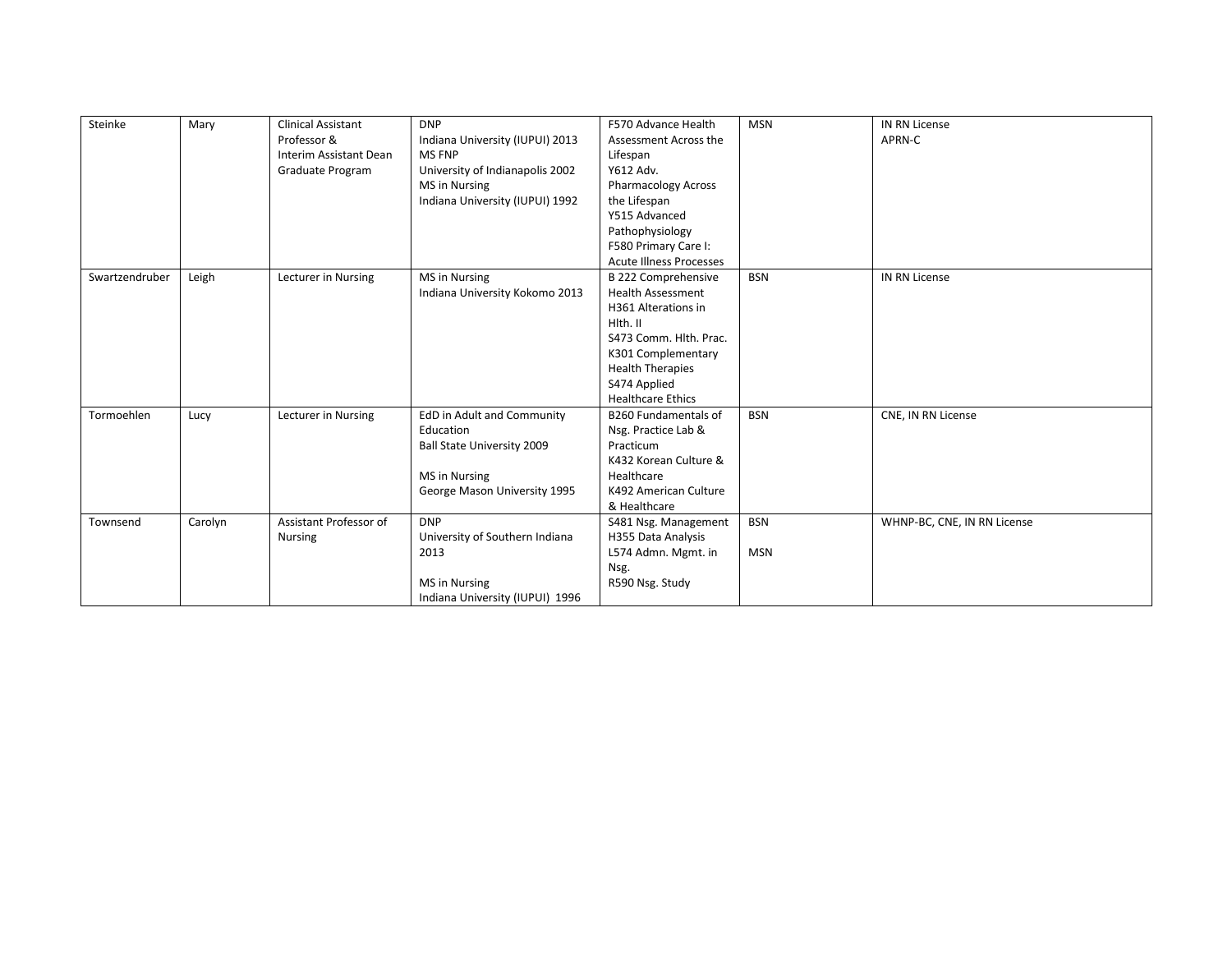| Steinke | Mary | Clinical Assistant Professor & Interim Assistant Dean Graduate Program | DNP Indiana University (IUPUI) 2013 MS FNP University of Indianapolis 2002 MS in Nursing Indiana University (IUPUI) 1992 | F570 Advance Health Assessment Across the Lifespan Y612 Adv. Pharmacology Across the Lifespan Y515 Advanced Pathophysiology F580 Primary Care I: Acute Illness Processes | MSN | IN RN License APRN-C |
|---|---|---|---|---|---|---|
| Swartzendruber | Leigh | Lecturer in Nursing | MS in Nursing Indiana University Kokomo 2013 | B 222 Comprehensive Health Assessment H361 Alterations in Hlth. II S473 Comm. Hlth. Prac. K301 Complementary Health Therapies S474 Applied Healthcare Ethics | BSN | IN RN License |
| Tormoehlen | Lucy | Lecturer in Nursing | EdD in Adult and Community Education Ball State University 2009 MS in Nursing George Mason University 1995 | B260 Fundamentals of Nsg. Practice Lab & Practicum K432 Korean Culture & Healthcare K492 American Culture & Healthcare | BSN | CNE, IN RN License |
| Townsend | Carolyn | Assistant Professor of Nursing | DNP University of Southern Indiana 2013 MS in Nursing Indiana University (IUPUI) 1996 | S481 Nsg. Management H355 Data Analysis L574 Admn. Mgmt. in Nsg. R590 Nsg. Study | BSN MSN | WHNP-BC, CNE, IN RN License |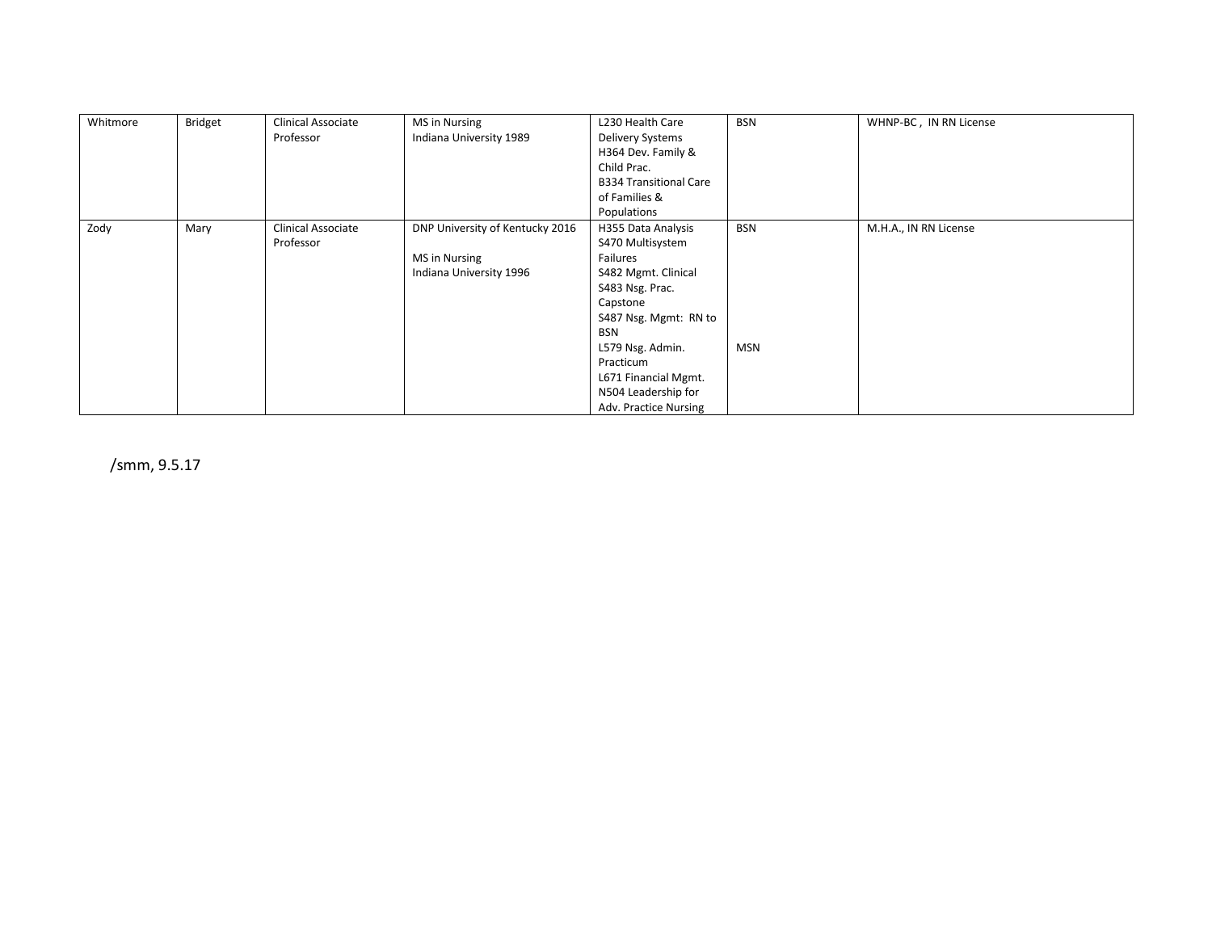| Whitmore | Bridget | Clinical Associate Professor | MS in Nursing<br>Indiana University 1989 | L230 Health Care Delivery Systems<br>H364 Dev. Family & Child Prac.<br>B334 Transitional Care of Families & Populations | BSN | WHNP-BC , IN RN License |
|---|---|---|---|---|---|---|
| Zody | Mary | Clinical Associate Professor | DNP University of Kentucky 2016<br><br>MS in Nursing<br>Indiana University 1996 | H355 Data Analysis<br>S470 Multisystem Failures<br>S482 Mgmt. Clinical<br>S483 Nsg. Prac. Capstone<br>S487 Nsg. Mgmt: RN to BSN<br>L579 Nsg. Admin. Practicum<br>L671 Financial Mgmt.<br>N504 Leadership for Adv. Practice Nursing | BSN<br><br><br><br><br><br>MSN | M.H.A., IN RN License |

/smm, 9.5.17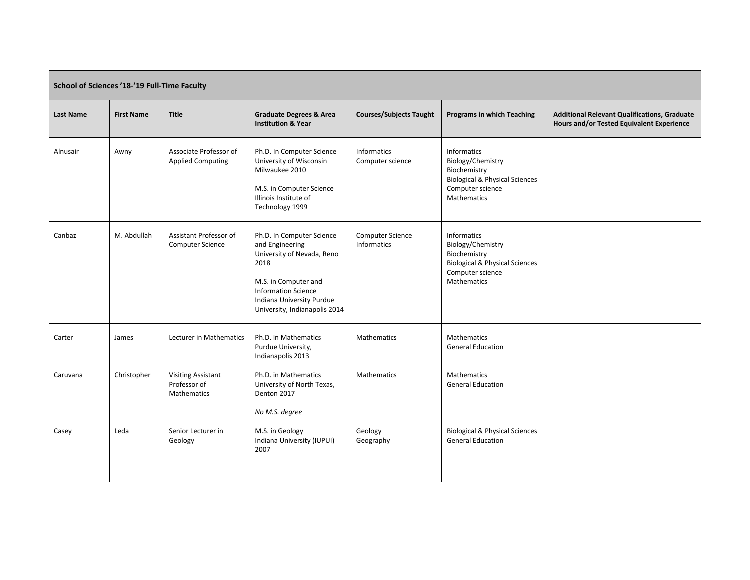| School of Sciences '18-'19 Full-Time Faculty | | | | | | |
|---|---|---|---|---|---|---|
| **Last Name** | **First Name** | **Title** | **Graduate Degrees & Area Institution & Year** | **Courses/Subjects Taught** | **Programs in which Teaching** | **Additional Relevant Qualifications, Graduate Hours and/or Tested Equivalent Experience** |
| Alnusair | Awny | Associate Professor of Applied Computing | Ph.D. In Computer Science University of Wisconsin Milwaukee 2010<br><br>M.S. in Computer Science Illinois Institute of Technology 1999 | Informatics<br>Computer science | Informatics<br>Biology/Chemistry<br>Biochemistry<br>Biological & Physical Sciences<br>Computer science<br>Mathematics | |
| Canbaz | M. Abdullah | Assistant Professor of Computer Science | Ph.D. In Computer Science and Engineering University of Nevada, Reno 2018<br><br>M.S. in Computer and Information Science Indiana University Purdue University, Indianapolis 2014 | Computer Science<br>Informatics | Informatics<br>Biology/Chemistry<br>Biochemistry<br>Biological & Physical Sciences<br>Computer science<br>Mathematics | |
| Carter | James | Lecturer in Mathematics | Ph.D. in Mathematics Purdue University, Indianapolis 2013 | Mathematics | Mathematics<br>General Education | |
| Caruvana | Christopher | Visiting Assistant Professor of Mathematics | Ph.D. in Mathematics University of North Texas, Denton 2017<br><br>*No M.S. degree* | Mathematics | Mathematics<br>General Education | |
| Casey | Leda | Senior Lecturer in Geology | M.S. in Geology Indiana University (IUPUI) 2007 | Geology<br>Geography | Biological & Physical Sciences<br>General Education | |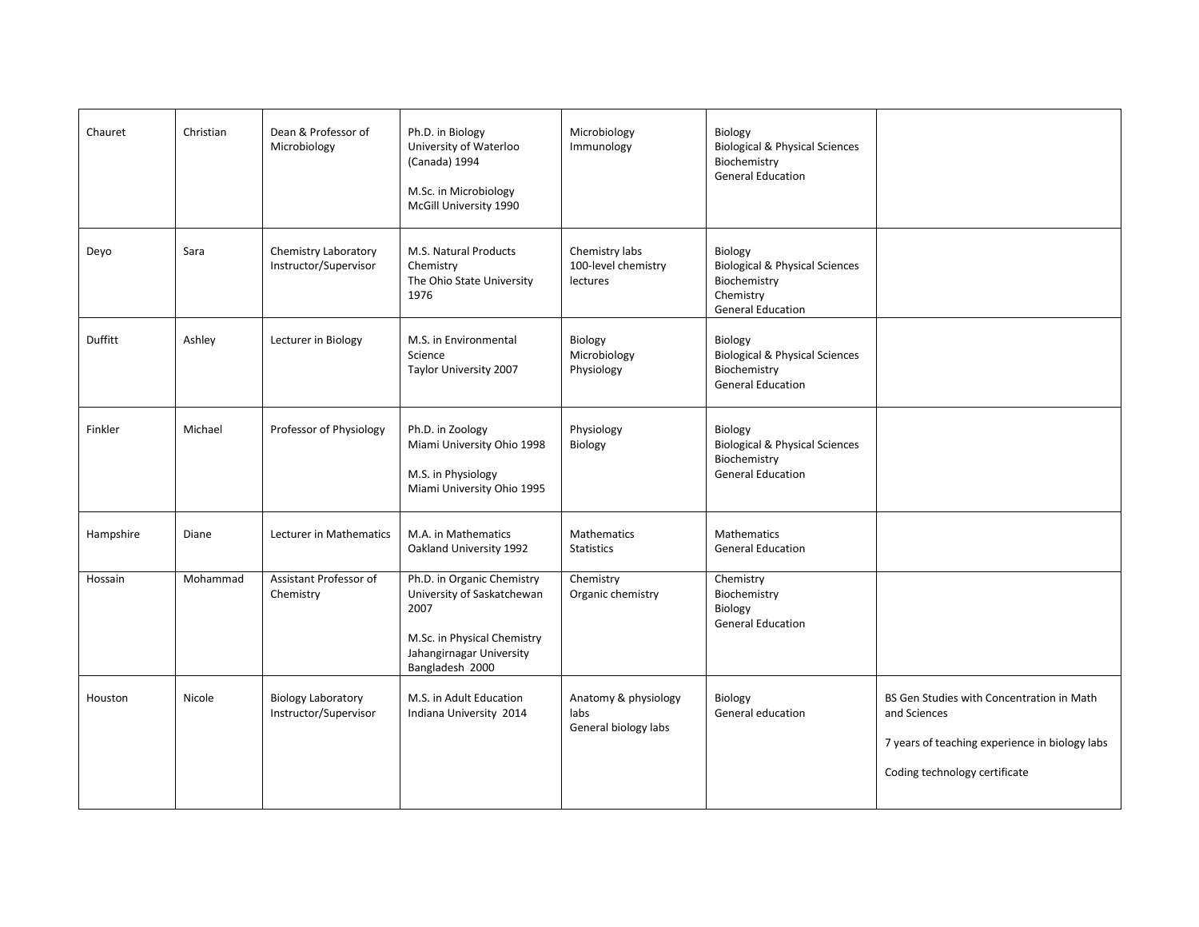| | | | | | | |
|---|---|---|---|---|---|---|
| Chauret | Christian | Dean & Professor of Microbiology | Ph.D. in Biology<br>University of Waterloo (Canada) 1994<br><br>M.Sc. in Microbiology<br>McGill University 1990 | Microbiology<br>Immunology | Biology<br>Biological & Physical Sciences<br>Biochemistry<br>General Education | |
| Deyo | Sara | Chemistry Laboratory Instructor/Supervisor | M.S. Natural Products Chemistry<br>The Ohio State University 1976 | Chemistry labs<br>100-level chemistry lectures | Biology<br>Biological & Physical Sciences<br>Biochemistry<br>Chemistry<br>General Education | |
| Duffitt | Ashley | Lecturer in Biology | M.S. in Environmental Science<br>Taylor University 2007 | Biology<br>Microbiology<br>Physiology | Biology<br>Biological & Physical Sciences<br>Biochemistry<br>General Education | |
| Finkler | Michael | Professor of Physiology | Ph.D. in Zoology<br>Miami University Ohio 1998<br><br>M.S. in Physiology<br>Miami University Ohio 1995 | Physiology<br>Biology | Biology<br>Biological & Physical Sciences<br>Biochemistry<br>General Education | |
| Hampshire | Diane | Lecturer in Mathematics | M.A. in Mathematics<br>Oakland University 1992 | Mathematics<br>Statistics | Mathematics<br>General Education | |
| Hossain | Mohammad | Assistant Professor of Chemistry | Ph.D. in Organic Chemistry<br>University of Saskatchewan 2007<br><br>M.Sc. in Physical Chemistry<br>Jahangirnagar University Bangladesh 2000 | Chemistry<br>Organic chemistry | Chemistry<br>Biochemistry<br>Biology<br>General Education | |
| Houston | Nicole | Biology Laboratory Instructor/Supervisor | M.S. in Adult Education<br>Indiana University 2014 | Anatomy & physiology labs<br>General biology labs | Biology<br>General education | BS Gen Studies with Concentration in Math and Sciences<br><br>7 years of teaching experience in biology labs<br><br>Coding technology certificate |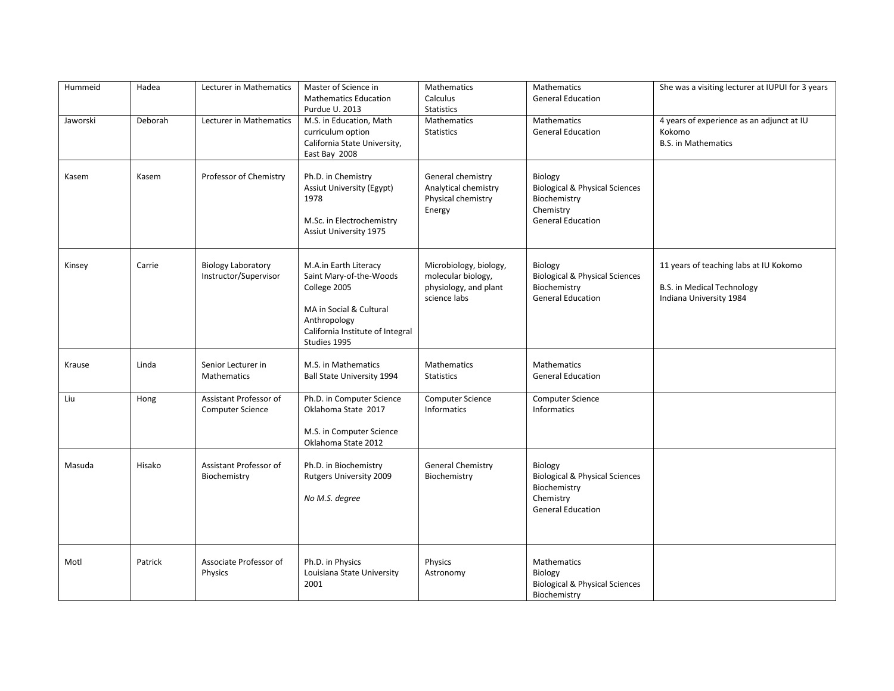| Hummeid | Hadea | Lecturer in Mathematics | Master of Science in Mathematics Education<br>Purdue U. 2013 | Mathematics<br>Calculus<br>Statistics | Mathematics<br>General Education | She was a visiting lecturer at IUPUI for 3 years |
|---|---|---|---|---|---|---|
| Jaworski | Deborah | Lecturer in Mathematics | M.S. in Education, Math curriculum option<br>California State University, East Bay 2008 | Mathematics<br>Statistics | Mathematics<br>General Education | 4 years of experience as an adjunct at IU Kokomo<br>B.S. in Mathematics |
| Kasem | Kasem | Professor of Chemistry | Ph.D. in Chemistry<br>Assiut University (Egypt) 1978<br><br>M.Sc. in Electrochemistry<br>Assiut University 1975 | General chemistry<br>Analytical chemistry<br>Physical chemistry<br>Energy | Biology<br>Biological & Physical Sciences<br>Biochemistry<br>Chemistry<br>General Education | |
| Kinsey | Carrie | Biology Laboratory Instructor/Supervisor | M.A.in Earth Literacy<br>Saint Mary-of-the-Woods College 2005<br><br>MA in Social & Cultural Anthropology<br>California Institute of Integral Studies 1995 | Microbiology, biology, molecular biology, physiology, and plant science labs | Biology<br>Biological & Physical Sciences<br>Biochemistry<br>General Education | 11 years of teaching labs at IU Kokomo<br><br>B.S. in Medical Technology<br>Indiana University 1984 |
| Krause | Linda | Senior Lecturer in Mathematics | M.S. in Mathematics<br>Ball State University 1994 | Mathematics<br>Statistics | Mathematics<br>General Education | |
| Liu | Hong | Assistant Professor of Computer Science | Ph.D. in Computer Science<br>Oklahoma State 2017<br><br>M.S. in Computer Science<br>Oklahoma State 2012 | Computer Science<br>Informatics | Computer Science<br>Informatics | |
| Masuda | Hisako | Assistant Professor of Biochemistry | Ph.D. in Biochemistry<br>Rutgers University 2009<br><br>*No M.S. degree* | General Chemistry<br>Biochemistry | Biology<br>Biological & Physical Sciences<br>Biochemistry<br>Chemistry<br>General Education | |
| Motl | Patrick | Associate Professor of Physics | Ph.D. in Physics<br>Louisiana State University 2001 | Physics<br>Astronomy | Mathematics<br>Biology<br>Biological & Physical Sciences<br>Biochemistry | |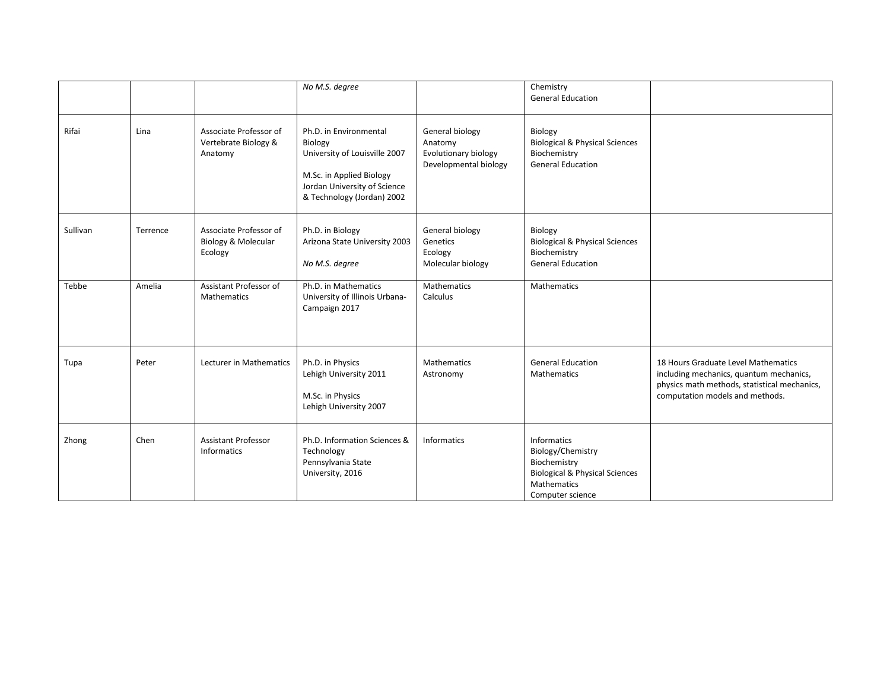| | | | | | | |
|---|---|---|---|---|---|---|
| | | | *No M.S. degree* | | Chemistry<br>General Education | |
| Rifai | Lina | Associate Professor of Vertebrate Biology & Anatomy | Ph.D. in Environmental Biology<br>University of Louisville 2007<br><br>M.Sc. in Applied Biology<br>Jordan University of Science & Technology (Jordan) 2002 | General biology<br>Anatomy<br>Evolutionary biology<br>Developmental biology | Biology<br>Biological & Physical Sciences<br>Biochemistry<br>General Education | |
| Sullivan | Terrence | Associate Professor of Biology & Molecular Ecology | Ph.D. in Biology<br>Arizona State University 2003<br><br>*No M.S. degree* | General biology<br>Genetics<br>Ecology<br>Molecular biology | Biology<br>Biological & Physical Sciences<br>Biochemistry<br>General Education | |
| Tebbe | Amelia | Assistant Professor of Mathematics | Ph.D. in Mathematics<br>University of Illinois Urbana-Campaign 2017 | Mathematics<br>Calculus | Mathematics | |
| Tupa | Peter | Lecturer in Mathematics | Ph.D. in Physics<br>Lehigh University 2011<br><br>M.Sc. in Physics<br>Lehigh University 2007 | Mathematics<br>Astronomy | General Education<br>Mathematics | 18 Hours Graduate Level Mathematics including mechanics, quantum mechanics, physics math methods, statistical mechanics, computation models and methods. |
| Zhong | Chen | Assistant Professor Informatics | Ph.D. Information Sciences & Technology<br>Pennsylvania State University, 2016 | Informatics | Informatics<br>Biology/Chemistry<br>Biochemistry<br>Biological & Physical Sciences<br>Mathematics<br>Computer science | |